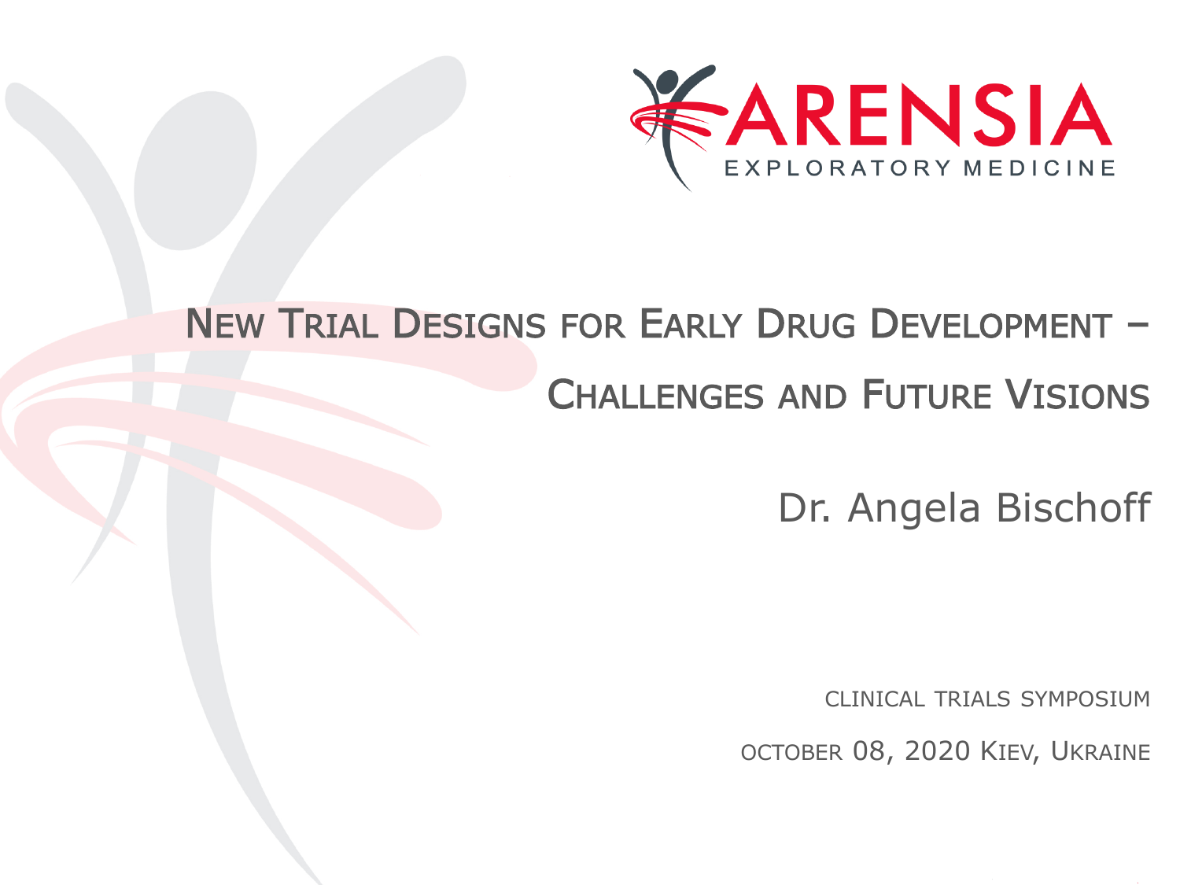ARENSIA

EXPLORATORY MEDICINE

# New Trial Designs for Early Drug Development – Challenges and Future Visions

Dr. Angela Bischoff

CLINICAL TRIALS SYMPOSIUM

OCTOBER 08, 2020 KIEV, UKRAINE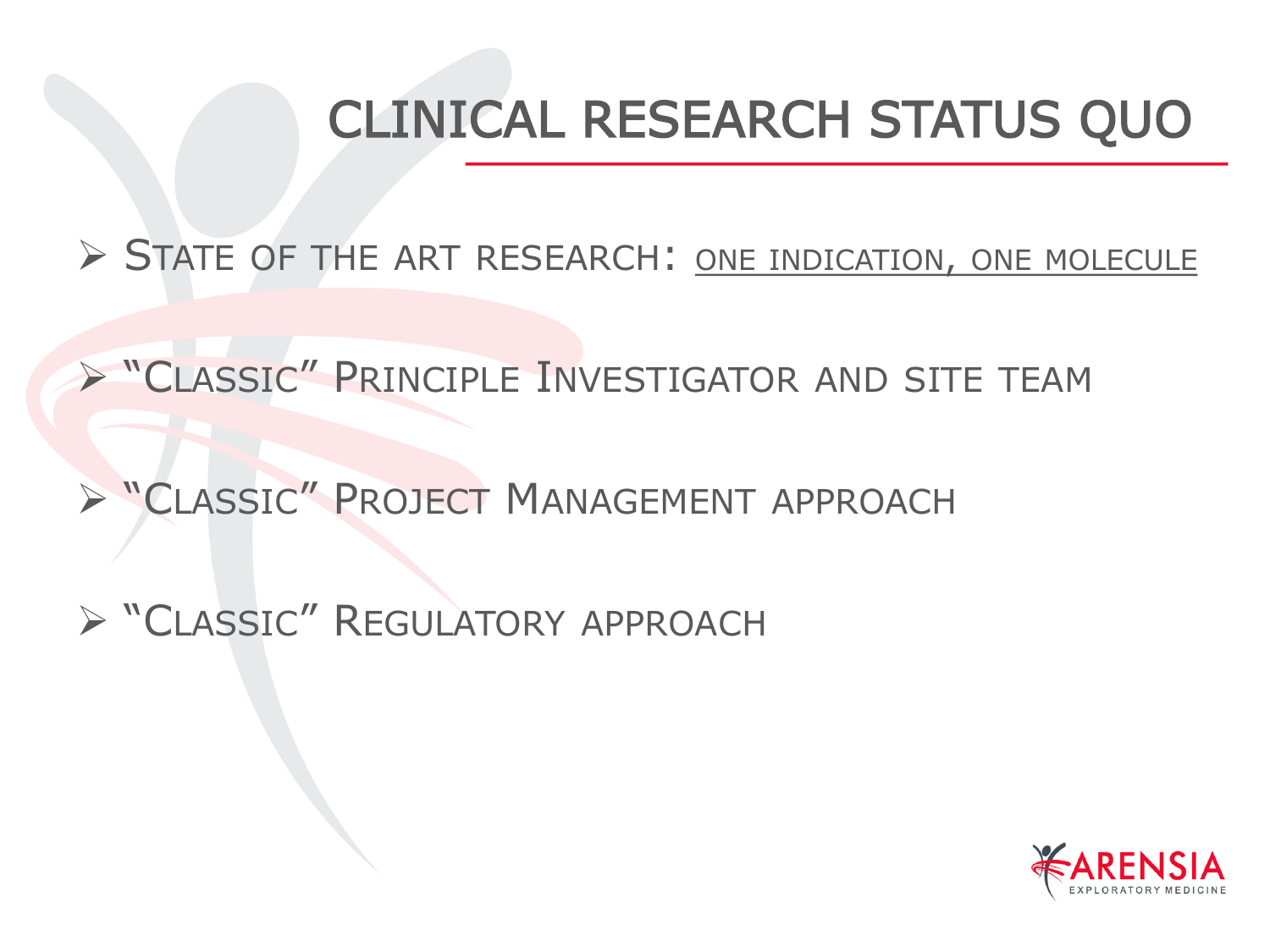# CLINICAL RESEARCH STATUS QUO

- STATE OF THE ART RESEARCH: ONE INDICATION, ONE MOLECULE
- "CLASSIC" PRINCIPLE INVESTIGATOR AND SITE TEAM
- "CLASSIC" PROJECT MANAGEMENT APPROACH
- "CLASSIC" REGULATORY APPROACH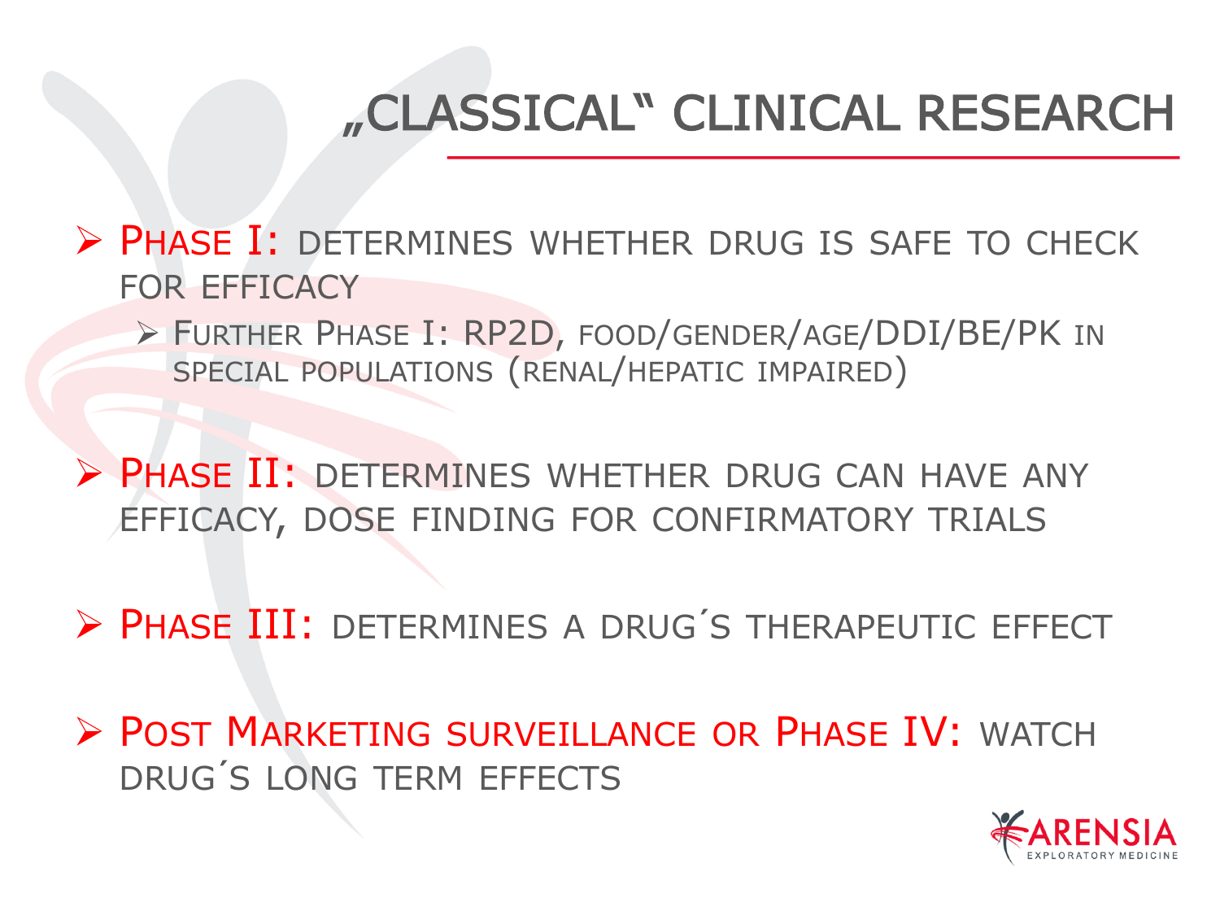# „CLASSICAL" CLINICAL RESEARCH

- PHASE I: DETERMINES WHETHER DRUG IS SAFE TO CHECK FOR EFFICACY
  - FURTHER PHASE I: RP2D, FOOD/GENDER/AGE/DDI/BE/PK IN SPECIAL POPULATIONS (RENAL/HEPATIC IMPAIRED)
- PHASE II: DETERMINES WHETHER DRUG CAN HAVE ANY EFFICACY, DOSE FINDING FOR CONFIRMATORY TRIALS
- PHASE III: DETERMINES A DRUG´S THERAPEUTIC EFFECT
- POST MARKETING SURVEILLANCE OR PHASE IV: WATCH DRUG´S LONG TERM EFFECTS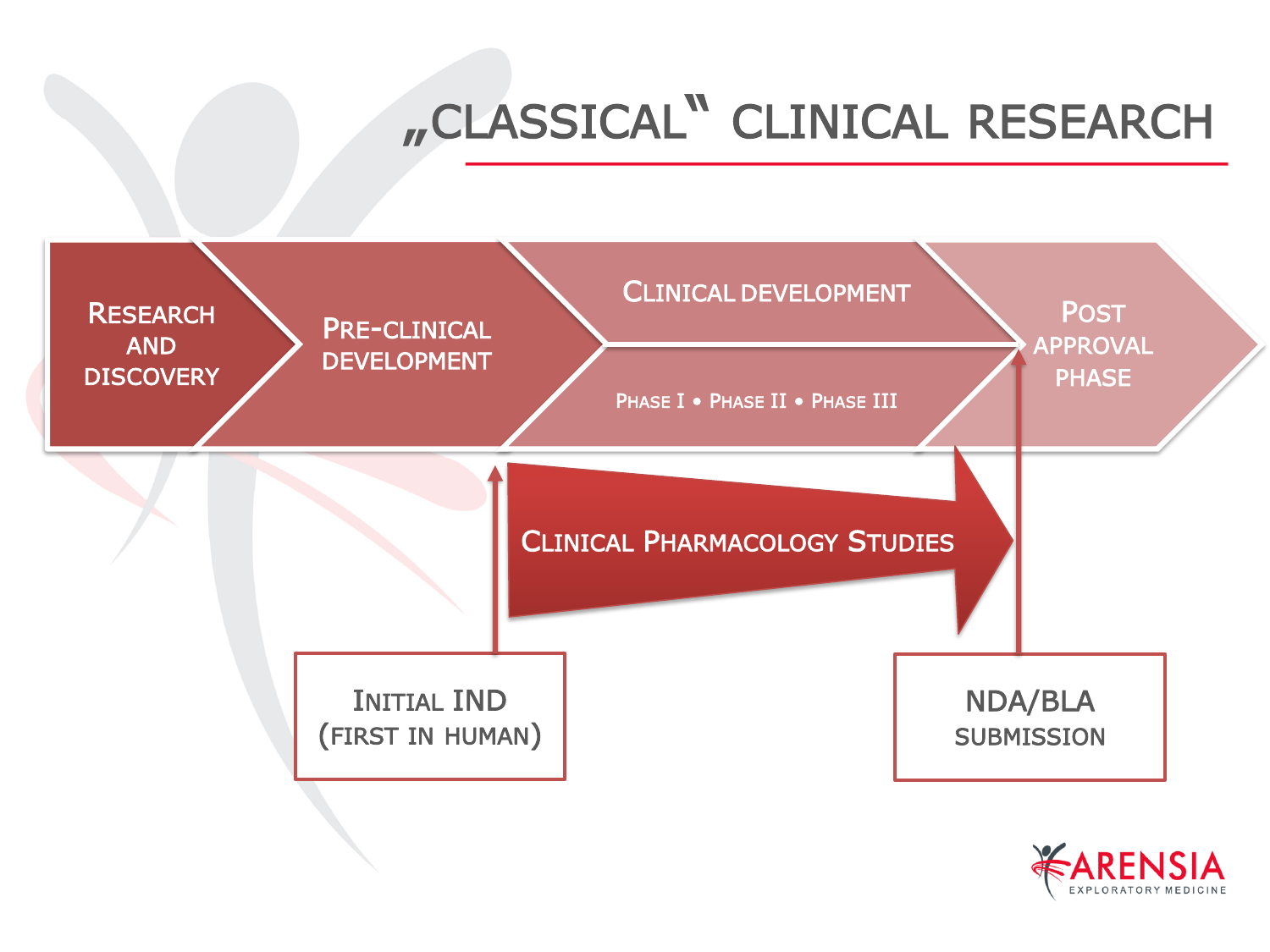# „CLASSICAL" CLINICAL RESEARCH

- RESEARCH AND DISCOVERY
- PRE-CLINICAL DEVELOPMENT
- CLINICAL DEVELOPMENT
  - PHASE I • PHASE II • PHASE III
- POST APPROVAL PHASE

CLINICAL PHARMACOLOGY STUDIES

INITIAL IND (FIRST IN HUMAN)

NDA/BLA SUBMISSION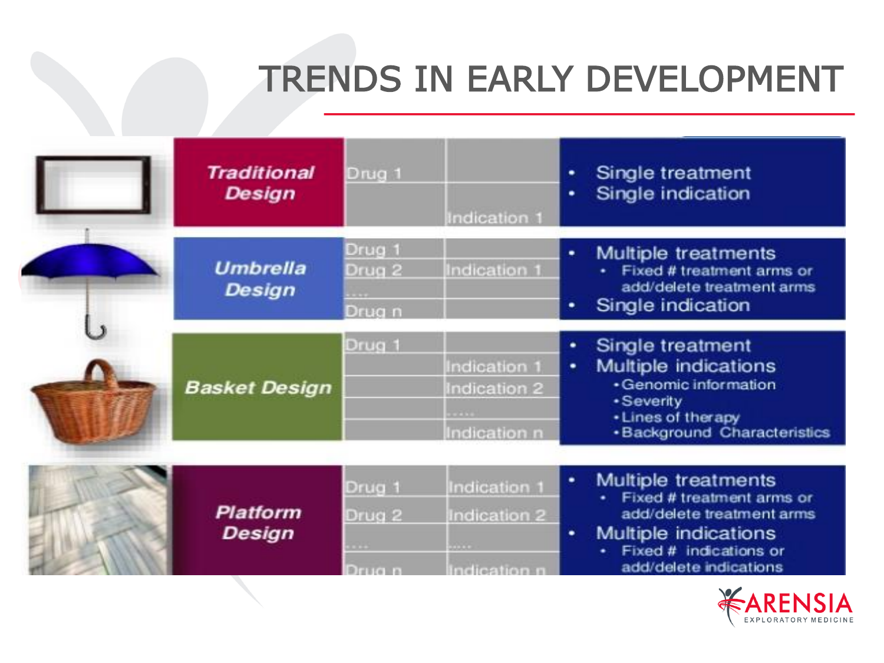# TRENDS IN EARLY DEVELOPMENT

| Design | Drugs | Indications | Characteristics |
|---|---|---|---|
| ***Traditional Design*** | Drug 1 | Indication 1 | • Single treatment<br>• Single indication |
| ***Umbrella Design*** | Drug 1<br>Drug 2<br>....<br>Drug n | Indication 1 | • Multiple treatments<br>  • Fixed # treatment arms or add/delete treatment arms<br>• Single indication |
| ***Basket Design*** | Drug 1 | Indication 1<br>Indication 2<br>.....<br>Indication n | • Single treatment<br>• Multiple indications<br>  • Genomic information<br>  • Severity<br>  • Lines of therapy<br>  • Background Characteristics |
| ***Platform Design*** | Drug 1<br>Drug 2<br>....<br>Drug n | Indication 1<br>Indication 2<br>.....<br>Indication n | • Multiple treatments<br>  • Fixed # treatment arms or add/delete treatment arms<br>• Multiple indications<br>  • Fixed # indications or add/delete indications |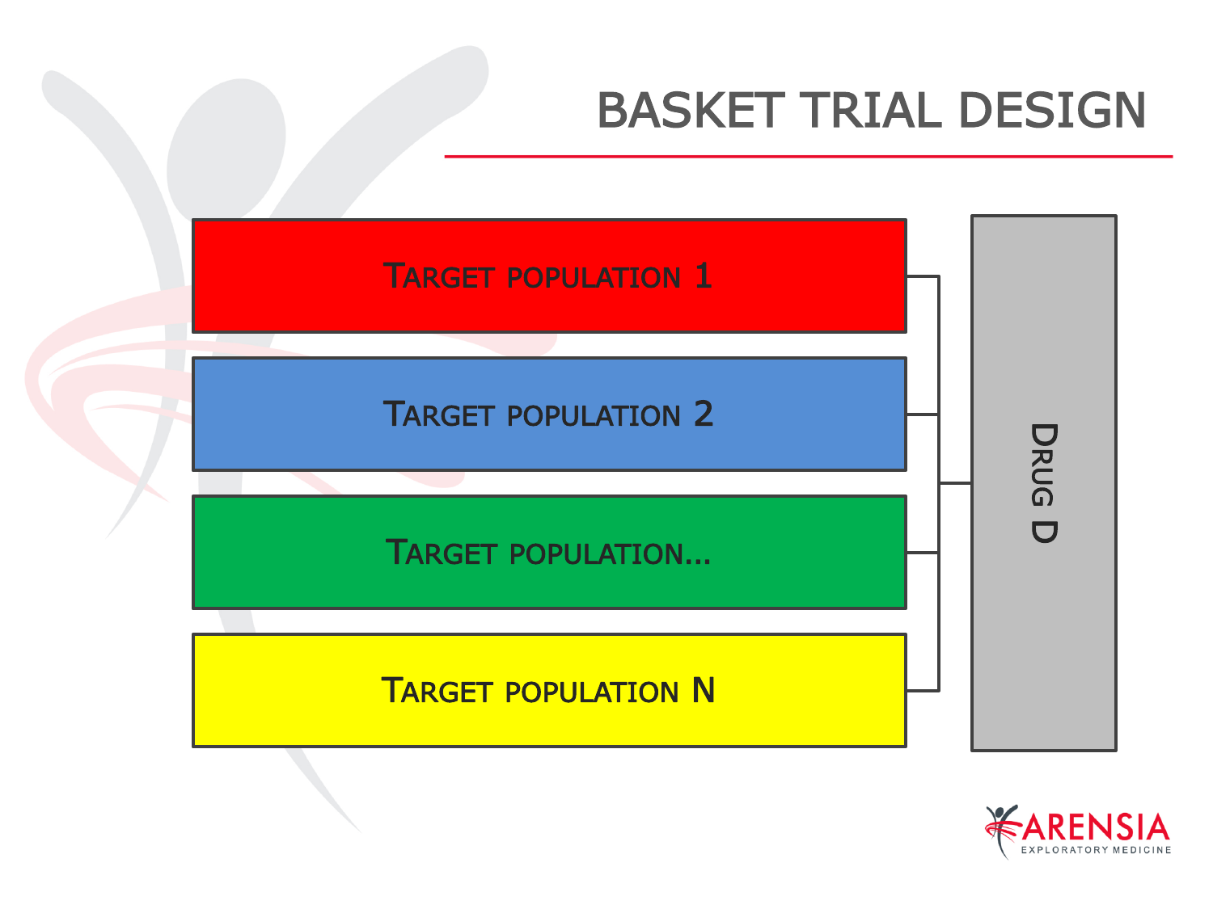# BASKET TRIAL DESIGN

TARGET POPULATION 1

TARGET POPULATION 2

TARGET POPULATION...

TARGET POPULATION N

DRUG D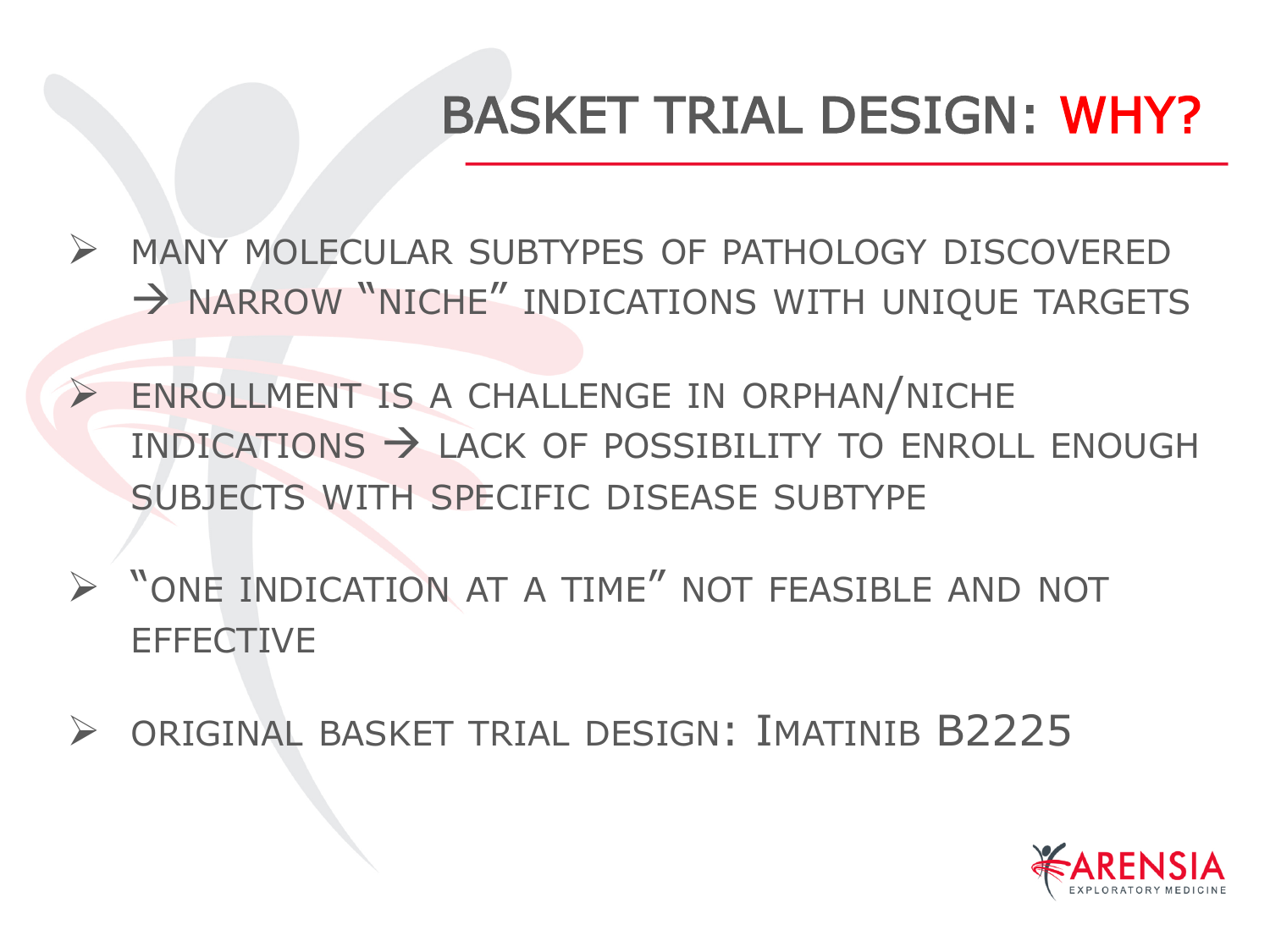# BASKET TRIAL DESIGN: WHY?

- MANY MOLECULAR SUBTYPES OF PATHOLOGY DISCOVERED → NARROW "NICHE" INDICATIONS WITH UNIQUE TARGETS
- ENROLLMENT IS A CHALLENGE IN ORPHAN/NICHE INDICATIONS → LACK OF POSSIBILITY TO ENROLL ENOUGH SUBJECTS WITH SPECIFIC DISEASE SUBTYPE
- "ONE INDICATION AT A TIME" NOT FEASIBLE AND NOT EFFECTIVE
- ORIGINAL BASKET TRIAL DESIGN: IMATINIB B2225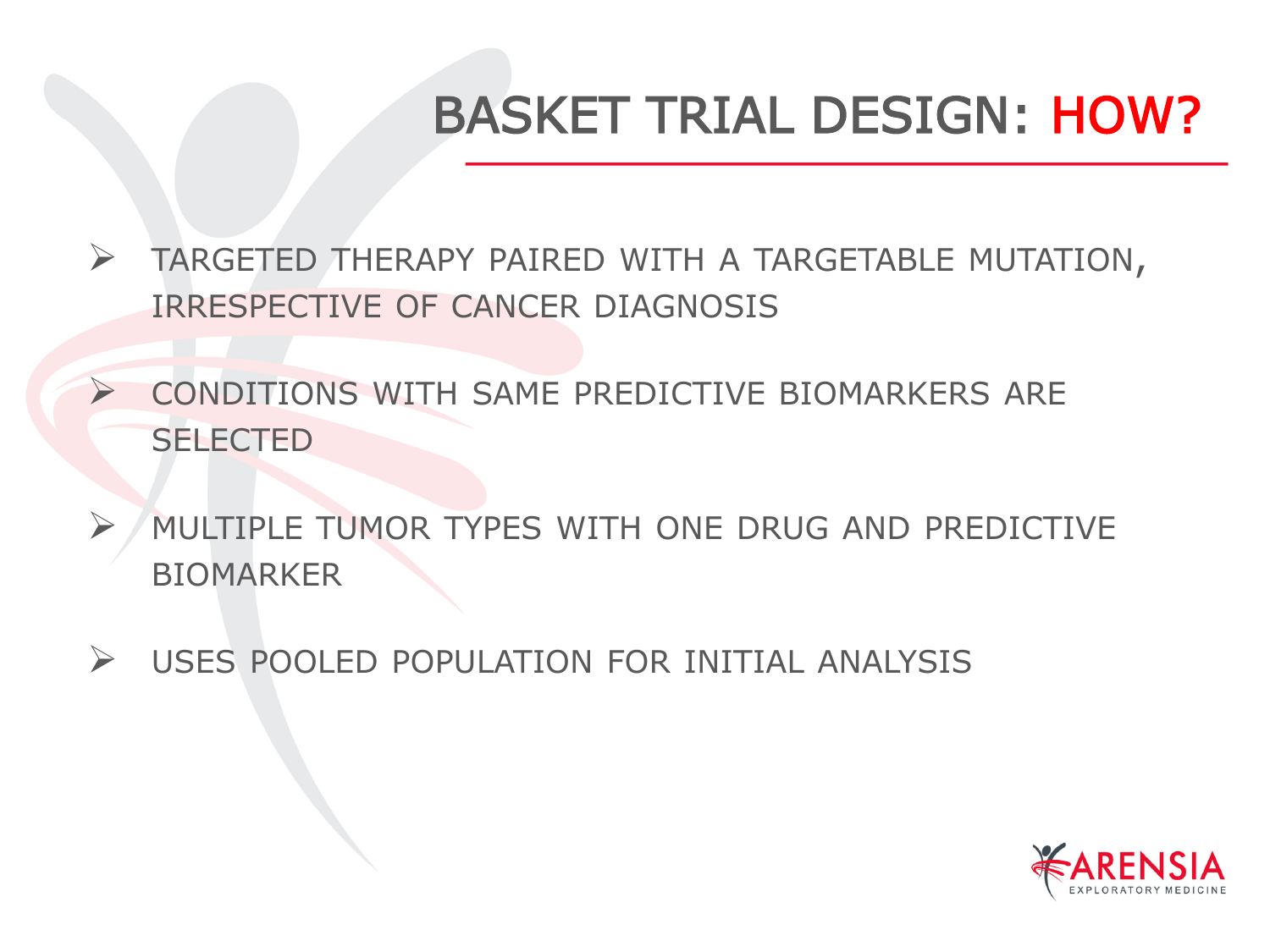# BASKET TRIAL DESIGN: HOW?

- TARGETED THERAPY PAIRED WITH A TARGETABLE MUTATION, IRRESPECTIVE OF CANCER DIAGNOSIS
- CONDITIONS WITH SAME PREDICTIVE BIOMARKERS ARE SELECTED
- MULTIPLE TUMOR TYPES WITH ONE DRUG AND PREDICTIVE BIOMARKER
- USES POOLED POPULATION FOR INITIAL ANALYSIS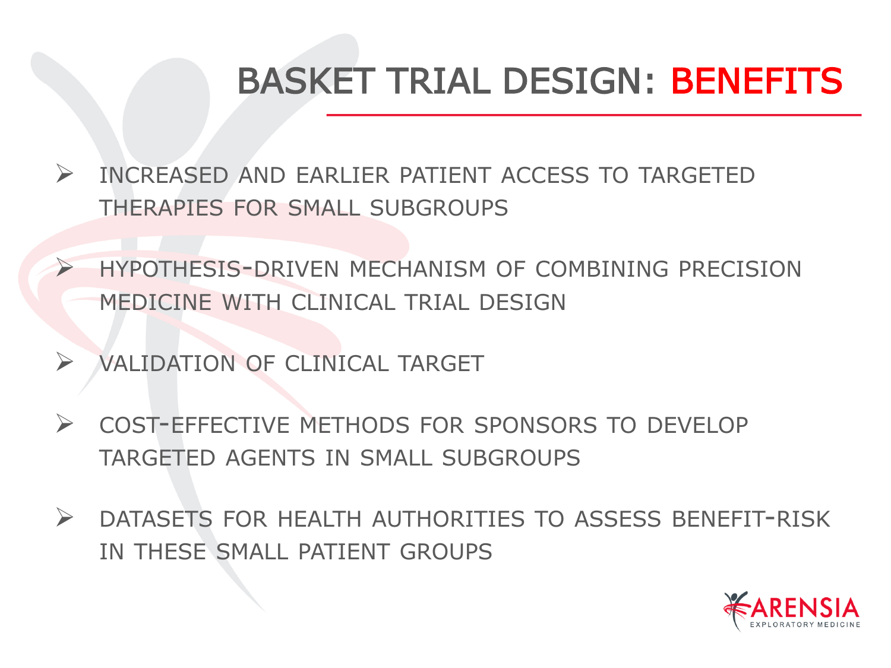# BASKET TRIAL DESIGN: BENEFITS

- INCREASED AND EARLIER PATIENT ACCESS TO TARGETED THERAPIES FOR SMALL SUBGROUPS
- HYPOTHESIS-DRIVEN MECHANISM OF COMBINING PRECISION MEDICINE WITH CLINICAL TRIAL DESIGN
- VALIDATION OF CLINICAL TARGET
- COST-EFFECTIVE METHODS FOR SPONSORS TO DEVELOP TARGETED AGENTS IN SMALL SUBGROUPS
- DATASETS FOR HEALTH AUTHORITIES TO ASSESS BENEFIT-RISK IN THESE SMALL PATIENT GROUPS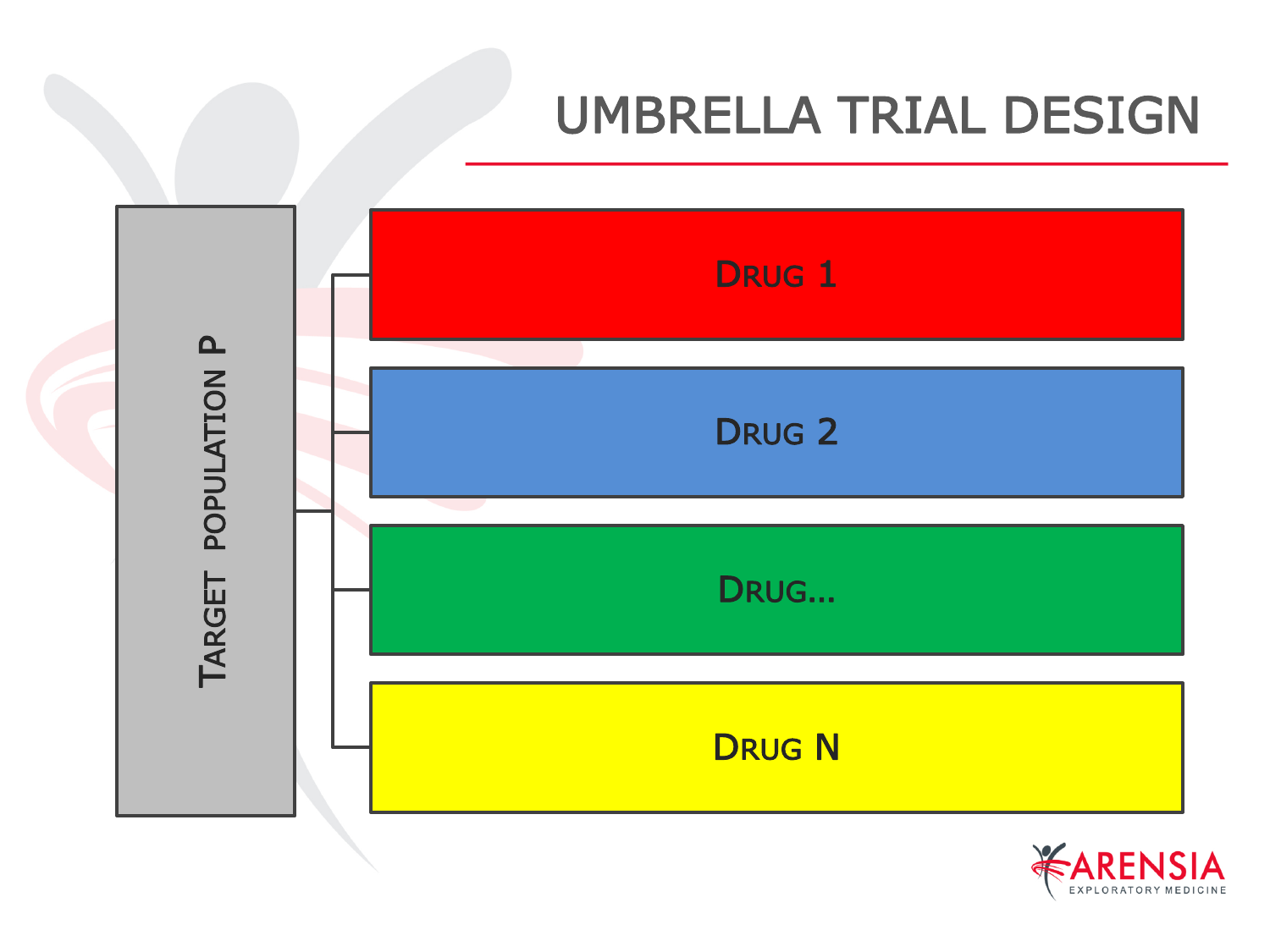# UMBRELLA TRIAL DESIGN

Target population P

- Drug 1
- Drug 2
- Drug…
- Drug N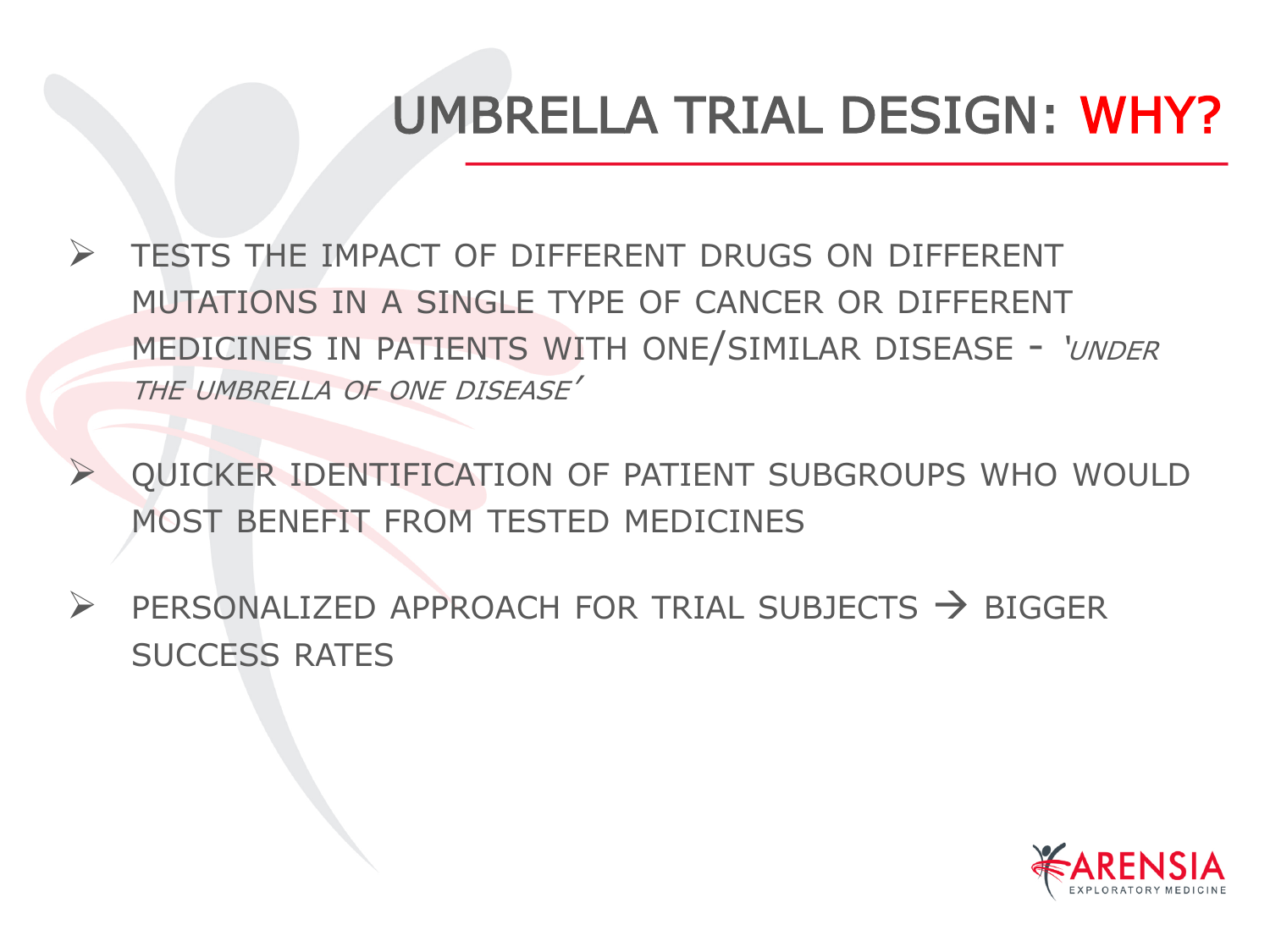# UMBRELLA TRIAL DESIGN: WHY?

- TESTS THE IMPACT OF DIFFERENT DRUGS ON DIFFERENT MUTATIONS IN A SINGLE TYPE OF CANCER OR DIFFERENT MEDICINES IN PATIENTS WITH ONE/SIMILAR DISEASE - *'UNDER THE UMBRELLA OF ONE DISEASE'*

- QUICKER IDENTIFICATION OF PATIENT SUBGROUPS WHO WOULD MOST BENEFIT FROM TESTED MEDICINES

- PERSONALIZED APPROACH FOR TRIAL SUBJECTS → BIGGER SUCCESS RATES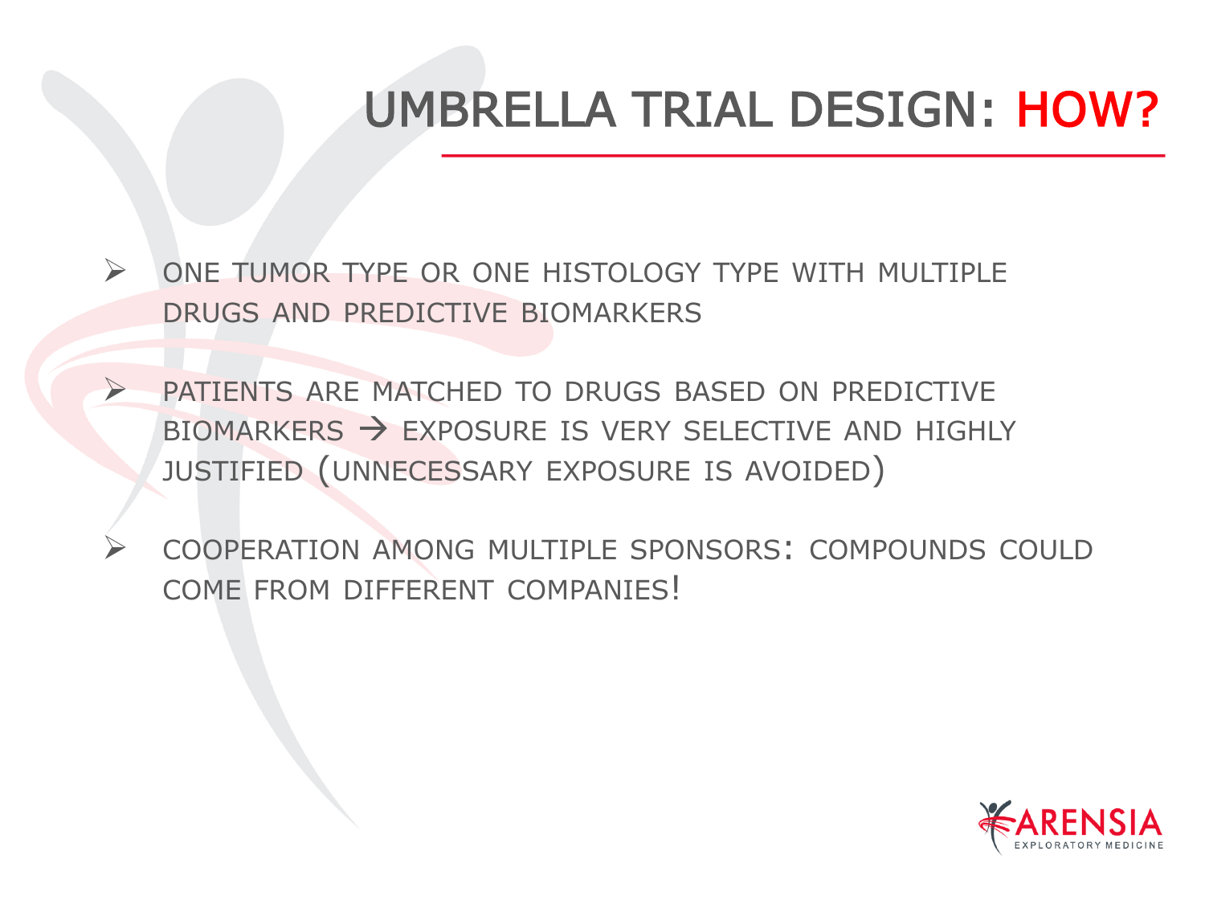# UMBRELLA TRIAL DESIGN: HOW?

- ONE TUMOR TYPE OR ONE HISTOLOGY TYPE WITH MULTIPLE DRUGS AND PREDICTIVE BIOMARKERS
- PATIENTS ARE MATCHED TO DRUGS BASED ON PREDICTIVE BIOMARKERS → EXPOSURE IS VERY SELECTIVE AND HIGHLY JUSTIFIED (UNNECESSARY EXPOSURE IS AVOIDED)
- COOPERATION AMONG MULTIPLE SPONSORS: COMPOUNDS COULD COME FROM DIFFERENT COMPANIES!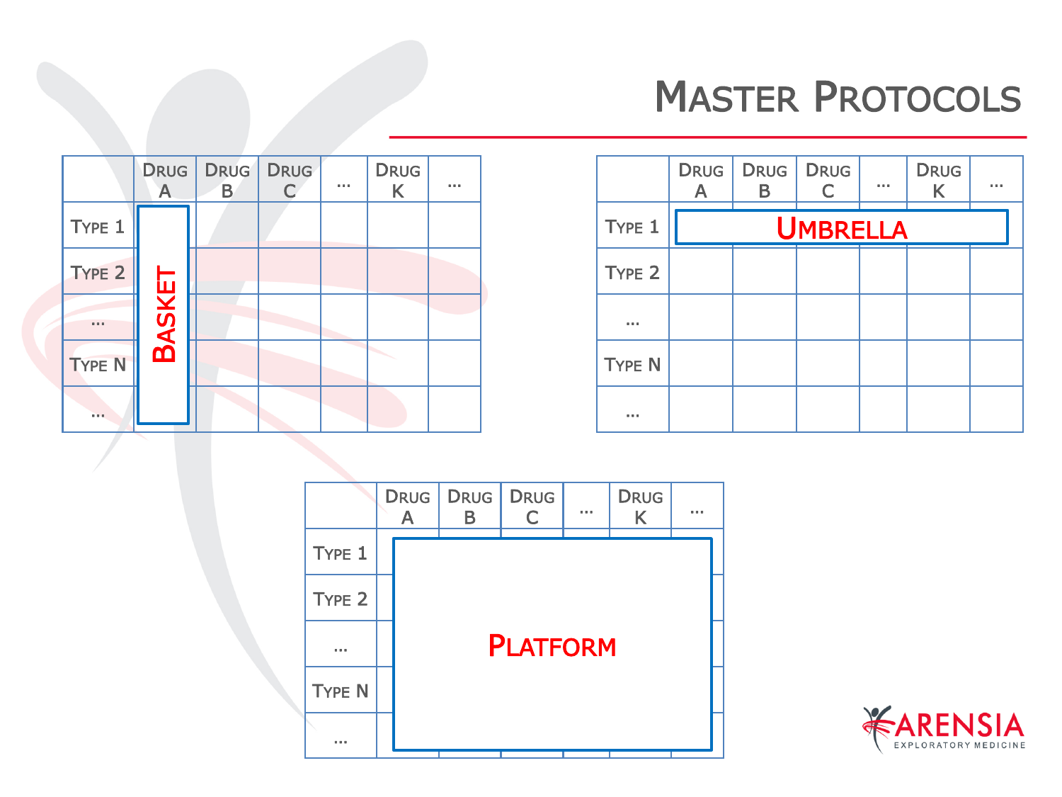# Master Protocols

| | Drug A | Drug B | Drug C | … | Drug K | … |
|---|---|---|---|---|---|---|
| Type 1 | Basket | | | | | |
| Type 2 | | | | | | |
| … | | | | | | |
| Type N | | | | | | |
| … | | | | | | |

| | Drug A | Drug B | Drug C | … | Drug K | … |
|---|---|---|---|---|---|---|
| Type 1 | Umbrella | | | | | |
| Type 2 | | | | | | |
| … | | | | | | |
| Type N | | | | | | |
| … | | | | | | |

| | Drug A | Drug B | Drug C | … | Drug K | … |
|---|---|---|---|---|---|---|
| Type 1 | Platform | | | | | |
| Type 2 | | | | | | |
| … | | | | | | |
| Type N | | | | | | |
| … | | | | | | |

Arensia Exploratory Medicine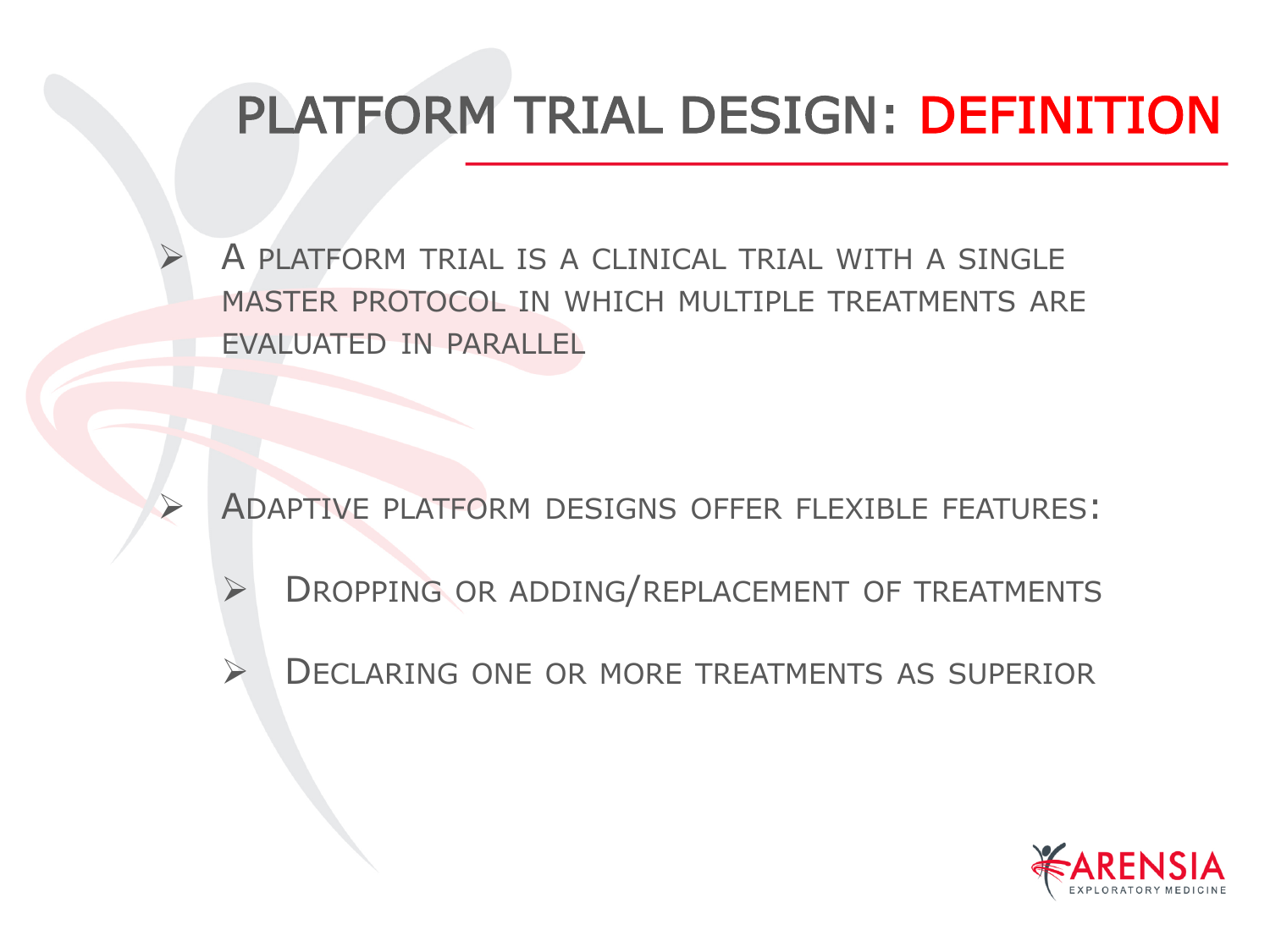# PLATFORM TRIAL DESIGN: DEFINITION

- A platform trial is a clinical trial with a single master protocol in which multiple treatments are evaluated in parallel

- Adaptive platform designs offer flexible features:
  - Dropping or adding/replacement of treatments
  - Declaring one or more treatments as superior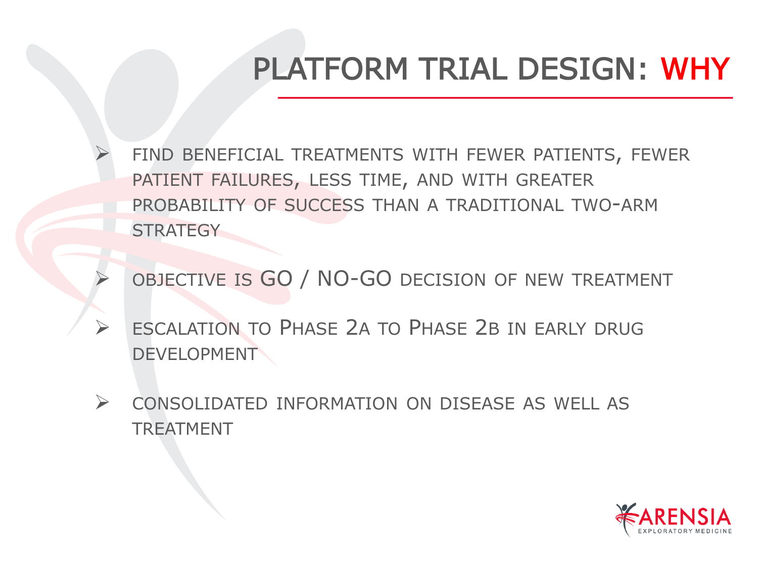# PLATFORM TRIAL DESIGN: WHY

- FIND BENEFICIAL TREATMENTS WITH FEWER PATIENTS, FEWER PATIENT FAILURES, LESS TIME, AND WITH GREATER PROBABILITY OF SUCCESS THAN A TRADITIONAL TWO-ARM STRATEGY
- OBJECTIVE IS GO / NO-GO DECISION OF NEW TREATMENT
- ESCALATION TO PHASE 2A TO PHASE 2B IN EARLY DRUG DEVELOPMENT
- CONSOLIDATED INFORMATION ON DISEASE AS WELL AS TREATMENT

ARENSIA EXPLORATORY MEDICINE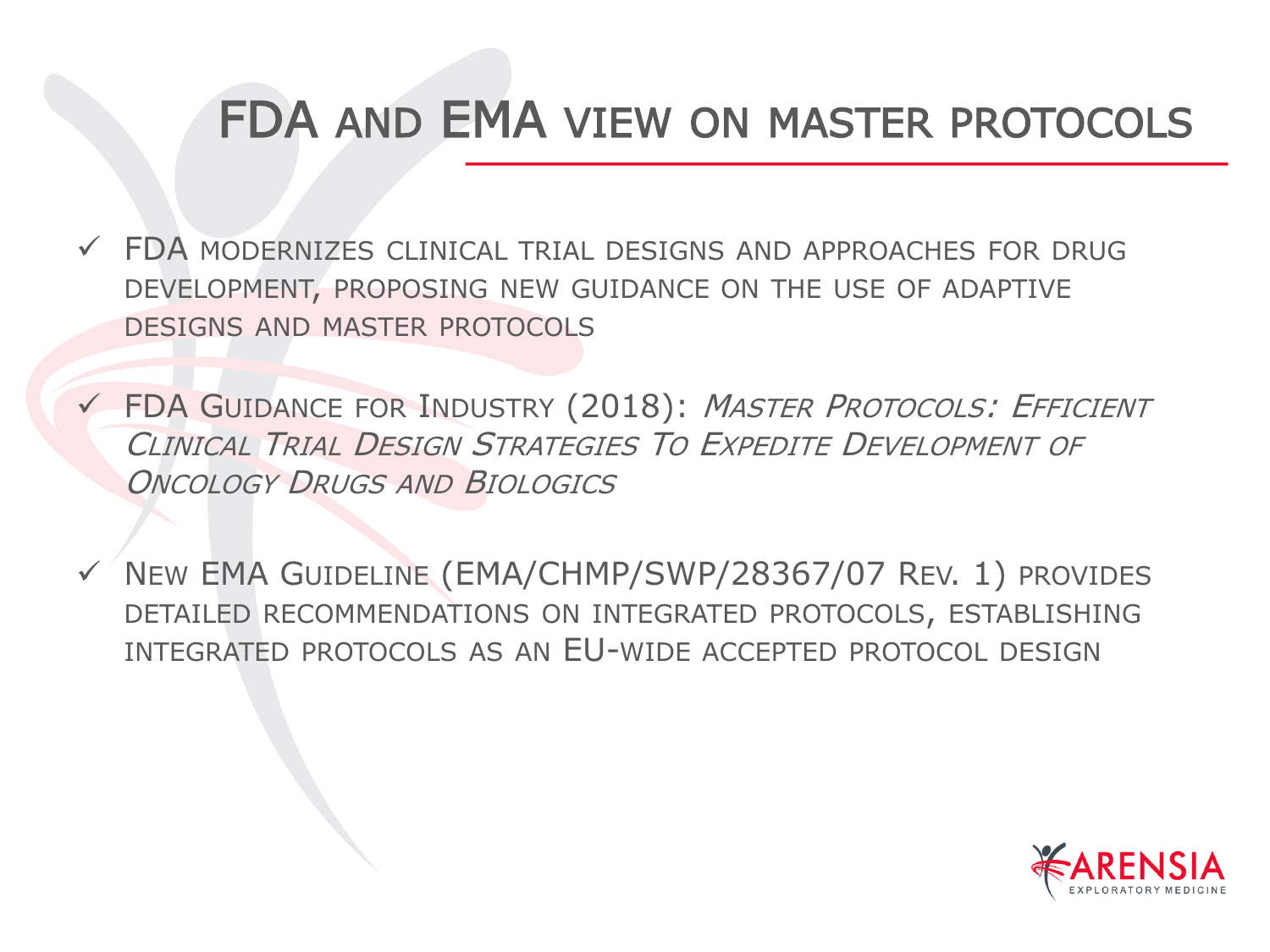# FDA and EMA view on master protocols

- ✓ FDA modernizes clinical trial designs and approaches for drug development, proposing new guidance on the use of adaptive designs and master protocols
- ✓ FDA Guidance for Industry (2018): *Master Protocols: Efficient Clinical Trial Design Strategies To Expedite Development of Oncology Drugs and Biologics*
- ✓ New EMA Guideline (EMA/CHMP/SWP/28367/07 Rev. 1) provides detailed recommendations on integrated protocols, establishing integrated protocols as an EU-wide accepted protocol design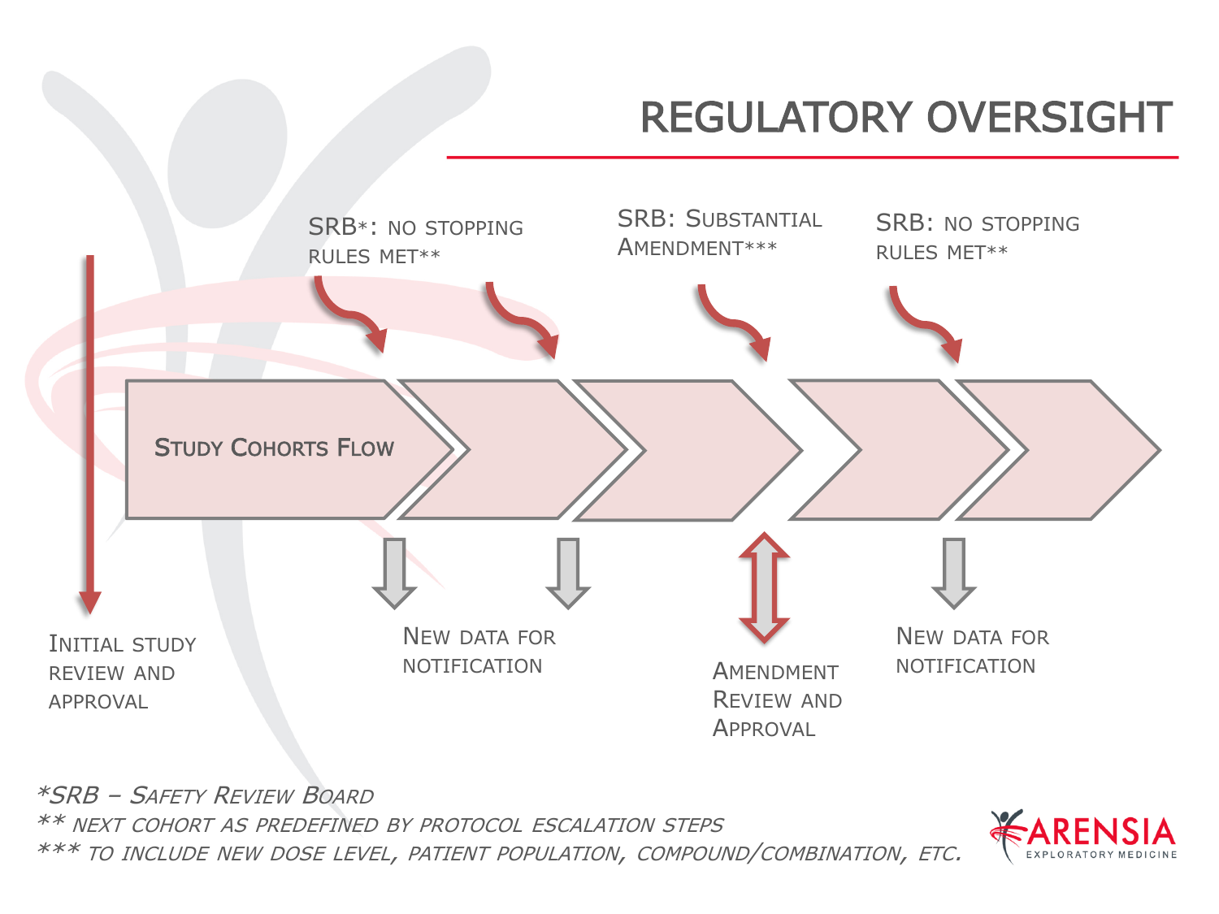# REGULATORY OVERSIGHT

SRB*: NO STOPPING RULES MET**

SRB: SUBSTANTIAL AMENDMENT***

SRB: NO STOPPING RULES MET**

STUDY COHORTS FLOW

INITIAL STUDY REVIEW AND APPROVAL

NEW DATA FOR NOTIFICATION

AMENDMENT REVIEW AND APPROVAL

NEW DATA FOR NOTIFICATION

*\*SRB – SAFETY REVIEW BOARD*

*\*\* NEXT COHORT AS PREDEFINED BY PROTOCOL ESCALATION STEPS*

*\*\*\* TO INCLUDE NEW DOSE LEVEL, PATIENT POPULATION, COMPOUND/COMBINATION, ETC.*

ARENSIA EXPLORATORY MEDICINE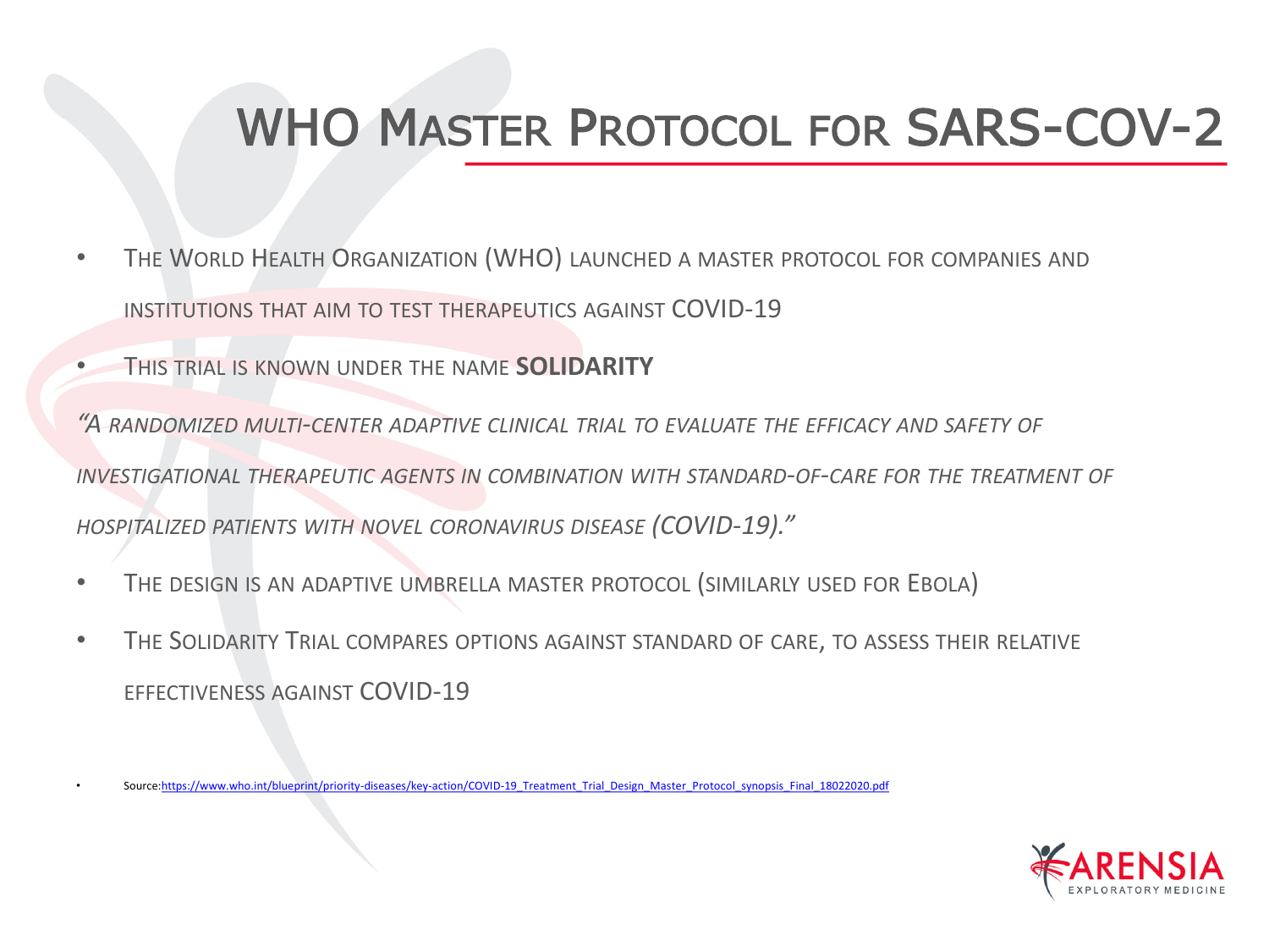# WHO Master Protocol for SARS-COV-2

- The World Health Organization (WHO) launched a master protocol for companies and institutions that aim to test therapeutics against COVID-19
- This trial is known under the name **SOLIDARITY**

*"A randomized multi-center adaptive clinical trial to evaluate the efficacy and safety of investigational therapeutic agents in combination with standard-of-care for the treatment of hospitalized patients with novel coronavirus disease (COVID-19)."*

- The design is an adaptive umbrella master protocol (similarly used for Ebola)
- The Solidarity Trial compares options against standard of care, to assess their relative effectiveness against COVID-19

- Source: https://www.who.int/blueprint/priority-diseases/key-action/COVID-19_Treatment_Trial_Design_Master_Protocol_synopsis_Final_18022020.pdf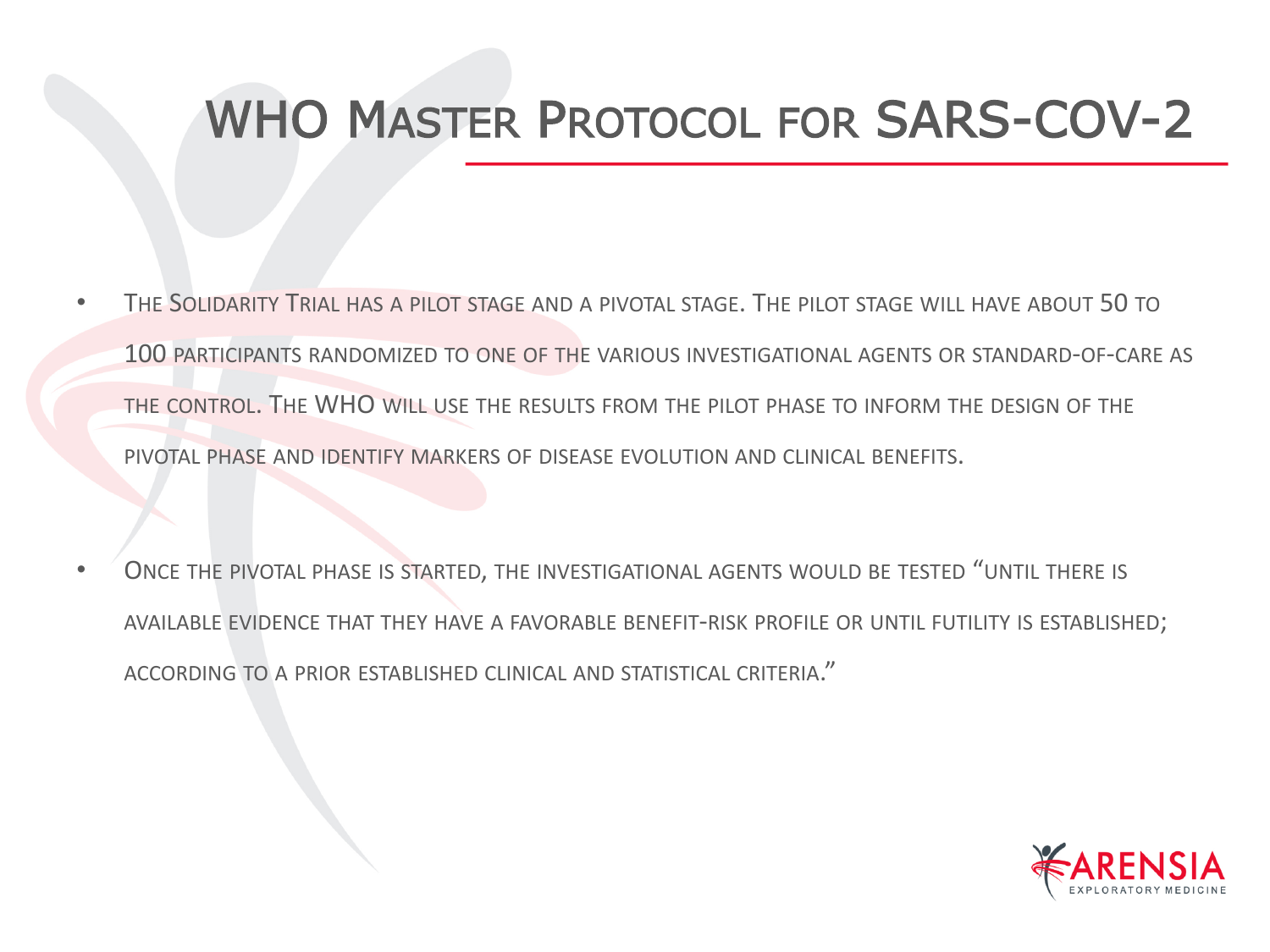# WHO Master Protocol for SARS-COV-2

- The Solidarity Trial has a pilot stage and a pivotal stage. The pilot stage will have about 50 to 100 participants randomized to one of the various investigational agents or standard-of-care as the control. The WHO will use the results from the pilot phase to inform the design of the pivotal phase and identify markers of disease evolution and clinical benefits.
- Once the pivotal phase is started, the investigational agents would be tested "until there is available evidence that they have a favorable benefit-risk profile or until futility is established; according to a prior established clinical and statistical criteria."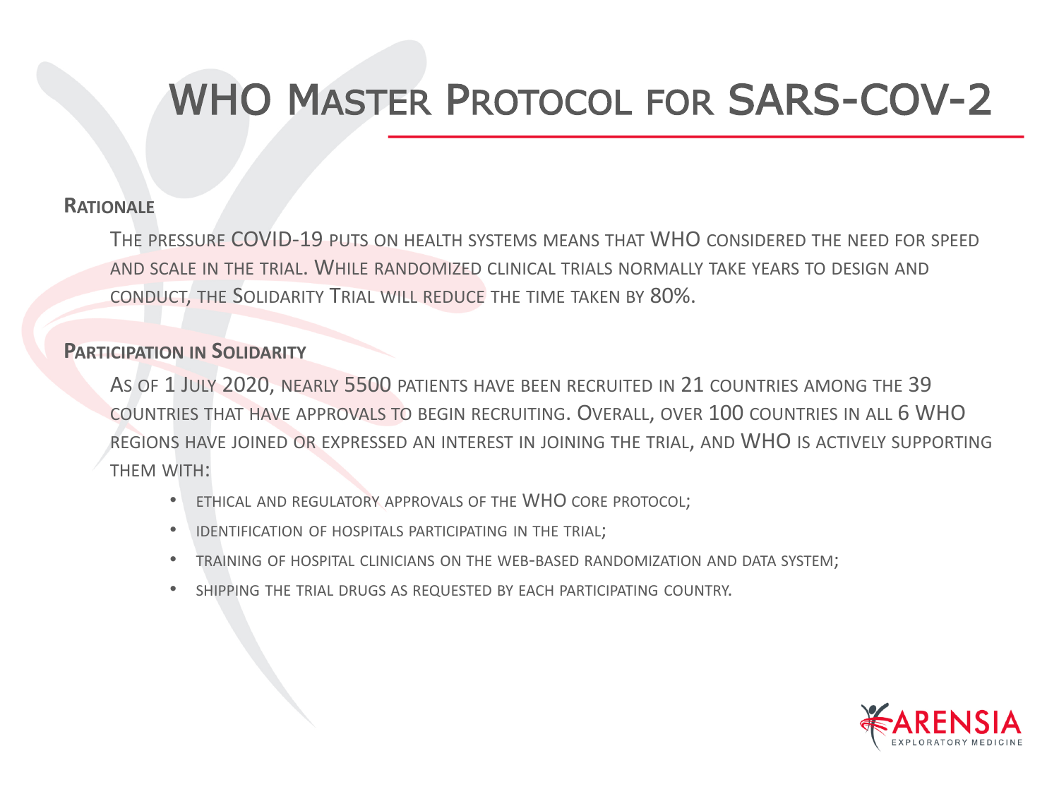# WHO Master Protocol for SARS-COV-2

## Rationale

The pressure COVID-19 puts on health systems means that WHO considered the need for speed and scale in the trial. While randomized clinical trials normally take years to design and conduct, the Solidarity Trial will reduce the time taken by 80%.

## Participation in Solidarity

As of 1 July 2020, nearly 5500 patients have been recruited in 21 countries among the 39 countries that have approvals to begin recruiting. Overall, over 100 countries in all 6 WHO regions have joined or expressed an interest in joining the trial, and WHO is actively supporting them with:

- ethical and regulatory approvals of the WHO core protocol;
- identification of hospitals participating in the trial;
- training of hospital clinicians on the web-based randomization and data system;
- shipping the trial drugs as requested by each participating country.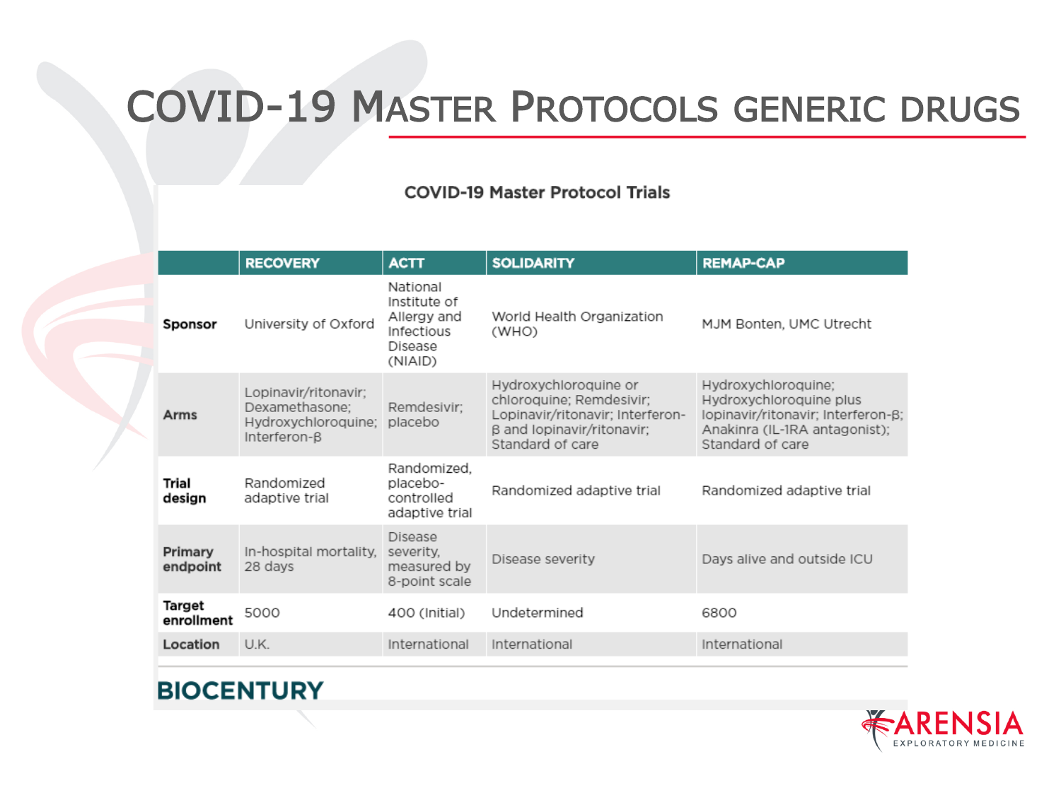# COVID-19 Master Protocols generic drugs

**COVID-19 Master Protocol Trials**

| | RECOVERY | ACTT | SOLIDARITY | REMAP-CAP |
|---|---|---|---|---|
| **Sponsor** | University of Oxford | National Institute of Allergy and Infectious Disease (NIAID) | World Health Organization (WHO) | MJM Bonten, UMC Utrecht |
| **Arms** | Lopinavir/ritonavir; Dexamethasone; Hydroxychloroquine; Interferon-β | Remdesivir; placebo | Hydroxychloroquine or chloroquine; Remdesivir; Lopinavir/ritonavir; Interferon-β and lopinavir/ritonavir; Standard of care | Hydroxychloroquine; Hydroxychloroquine plus lopinavir/ritonavir; Interferon-β; Anakinra (IL-1RA antagonist); Standard of care |
| **Trial design** | Randomized adaptive trial | Randomized, placebo-controlled adaptive trial | Randomized adaptive trial | Randomized adaptive trial |
| **Primary endpoint** | In-hospital mortality, 28 days | Disease severity, measured by 8-point scale | Disease severity | Days alive and outside ICU |
| **Target enrollment** | 5000 | 400 (Initial) | Undetermined | 6800 |
| **Location** | U.K. | International | International | International |

BIOCENTURY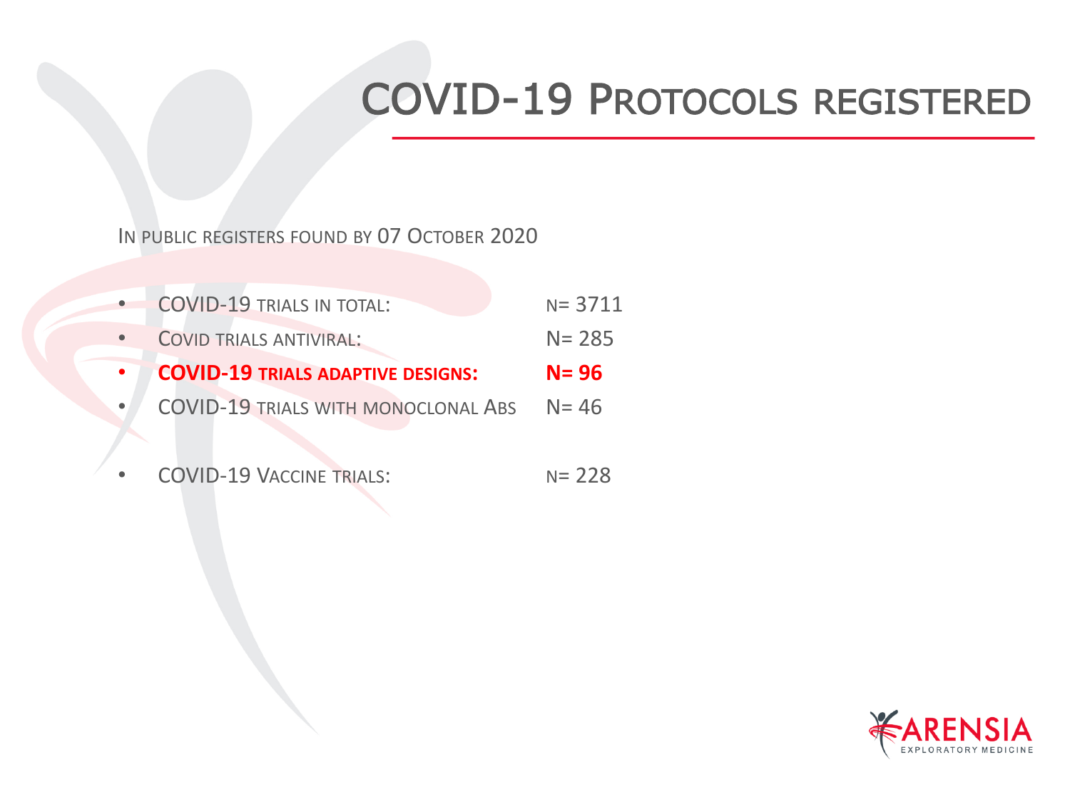# COVID-19 Protocols registered

In public registers found by 07 October 2020

- COVID-19 trials in total: n= 3711
- Covid trials antiviral: N= 285
- **COVID-19 trials adaptive designs: N= 96**
- COVID-19 trials with monoclonal Abs N= 46

- COVID-19 Vaccine trials: n= 228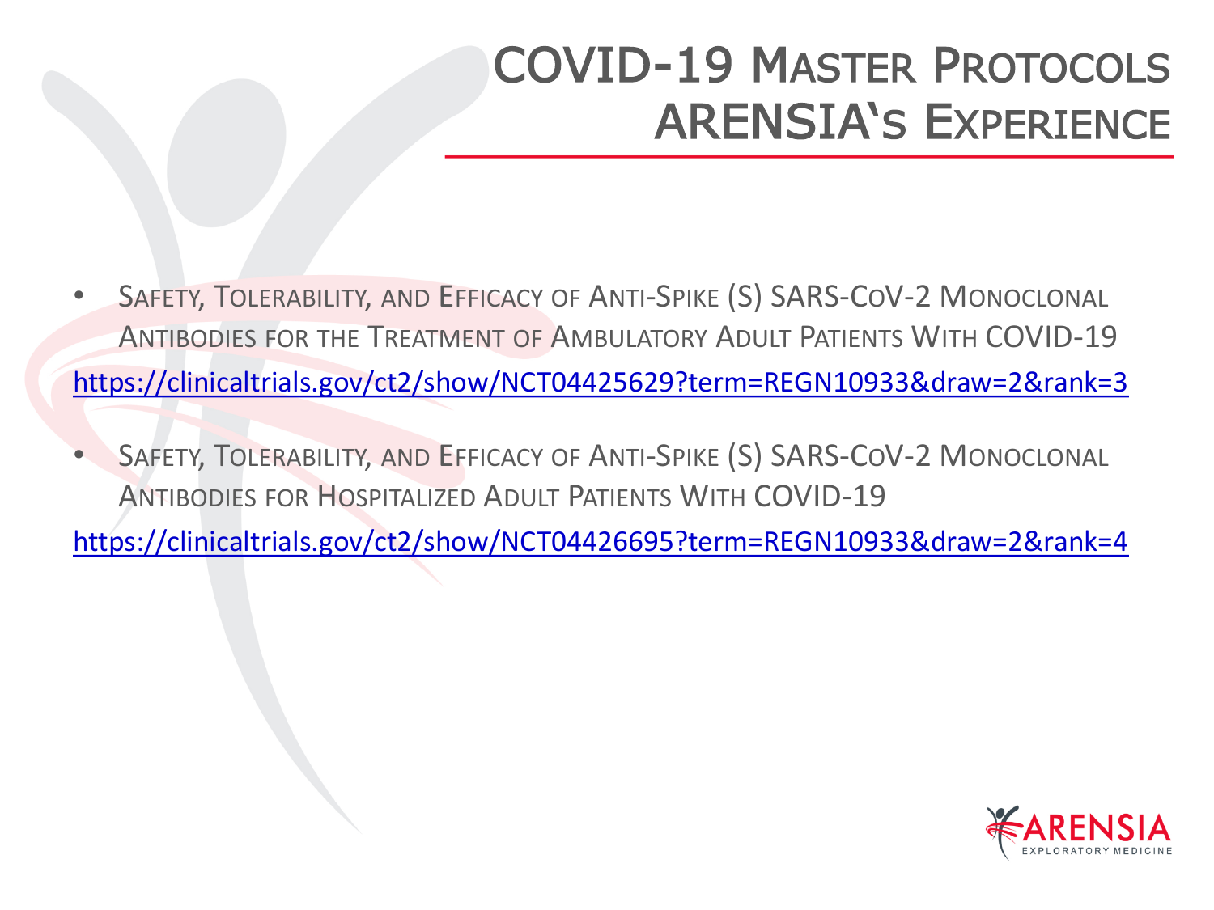# COVID-19 Master Protocols ARENSIA's Experience

- Safety, Tolerability, and Efficacy of Anti-Spike (S) SARS-CoV-2 Monoclonal Antibodies for the Treatment of Ambulatory Adult Patients With COVID-19

https://clinicaltrials.gov/ct2/show/NCT04425629?term=REGN10933&draw=2&rank=3

- Safety, Tolerability, and Efficacy of Anti-Spike (S) SARS-CoV-2 Monoclonal Antibodies for Hospitalized Adult Patients With COVID-19

https://clinicaltrials.gov/ct2/show/NCT04426695?term=REGN10933&draw=2&rank=4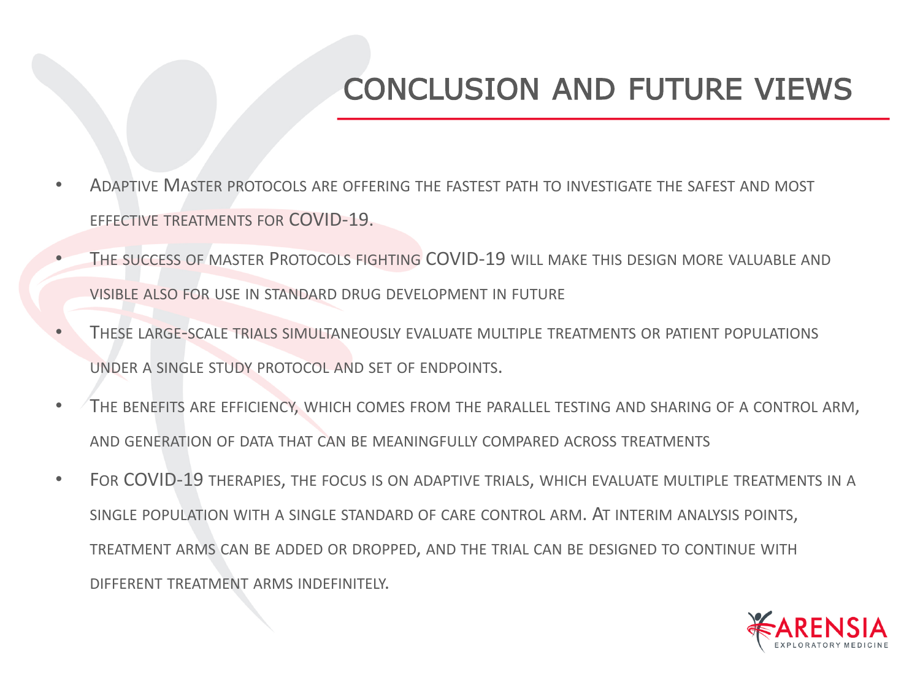# CONCLUSION AND FUTURE VIEWS

- Adaptive Master protocols are offering the fastest path to investigate the safest and most effective treatments for COVID-19.
- The success of master Protocols fighting COVID-19 will make this design more valuable and visible also for use in standard drug development in future
- These large-scale trials simultaneously evaluate multiple treatments or patient populations under a single study protocol and set of endpoints.
- The benefits are efficiency, which comes from the parallel testing and sharing of a control arm, and generation of data that can be meaningfully compared across treatments
- For COVID-19 therapies, the focus is on adaptive trials, which evaluate multiple treatments in a single population with a single standard of care control arm. At interim analysis points, treatment arms can be added or dropped, and the trial can be designed to continue with different treatment arms indefinitely.

ARENSIA
EXPLORATORY MEDICINE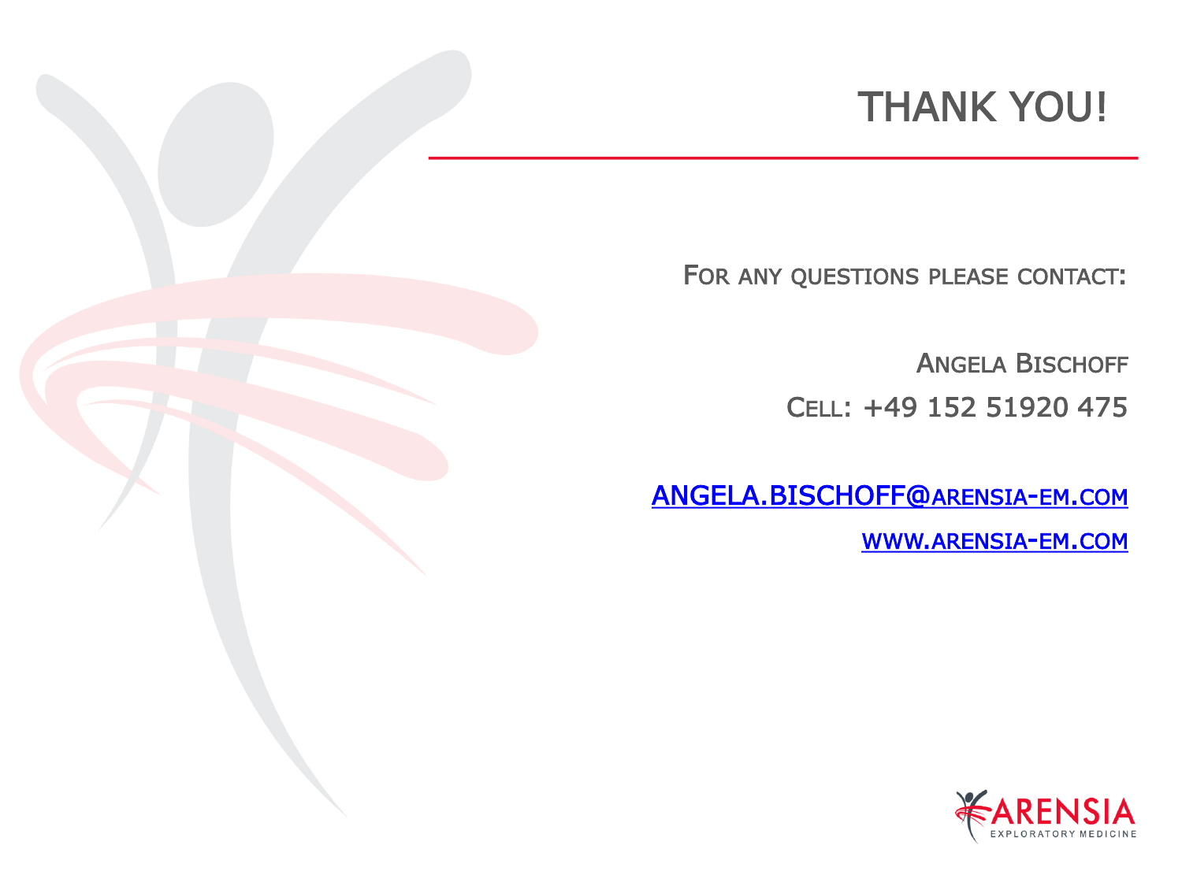# THANK YOU!

For any questions please contact:

Angela Bischoff

Cell: +49 152 51920 475

ANGELA.BISCHOFF@ARENSIA-EM.COM

WWW.ARENSIA-EM.COM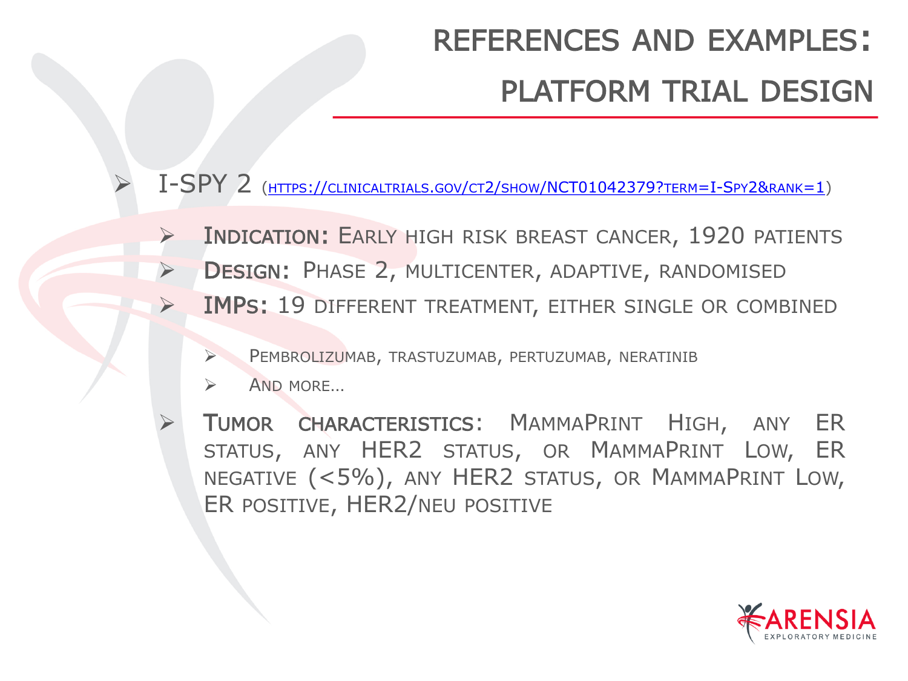# References and Examples: Platform Trial Design

- I-SPY 2 (https://clinicaltrials.gov/ct2/show/NCT01042379?term=I-Spy2&rank=1)
  - **Indication:** Early high risk breast cancer, 1920 patients
  - **Design:** Phase 2, multicenter, adaptive, randomised
  - **IMPs:** 19 different treatment, either single or combined
    - Pembrolizumab, trastuzumab, pertuzumab, neratinib
    - And more…
  - **Tumor characteristics**: MammaPrint High, any ER status, any HER2 status, or MammaPrint Low, ER negative (<5%), any HER2 status, or MammaPrint Low, ER positive, HER2/neu positive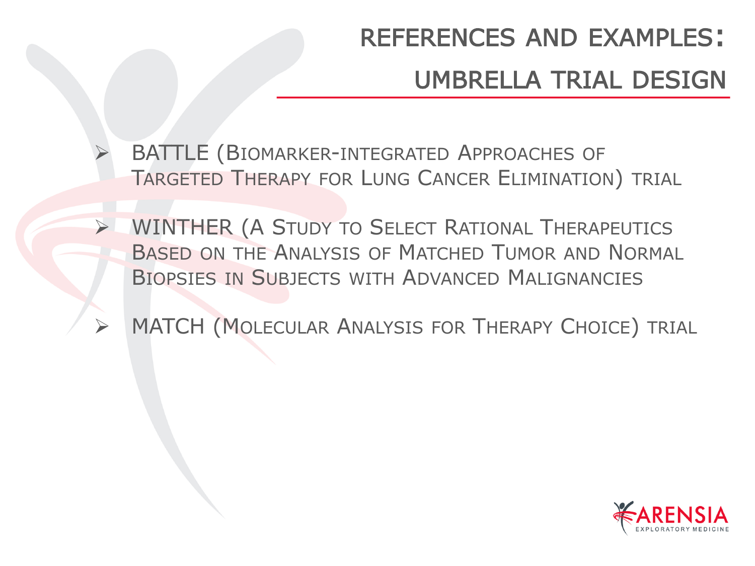# References and Examples: Umbrella Trial Design

- BATTLE (Biomarker-integrated Approaches of Targeted Therapy for Lung Cancer Elimination) trial
- WINTHER (A Study to Select Rational Therapeutics Based on the Analysis of Matched Tumor and Normal Biopsies in Subjects with Advanced Malignancies
- MATCH (Molecular Analysis for Therapy Choice) trial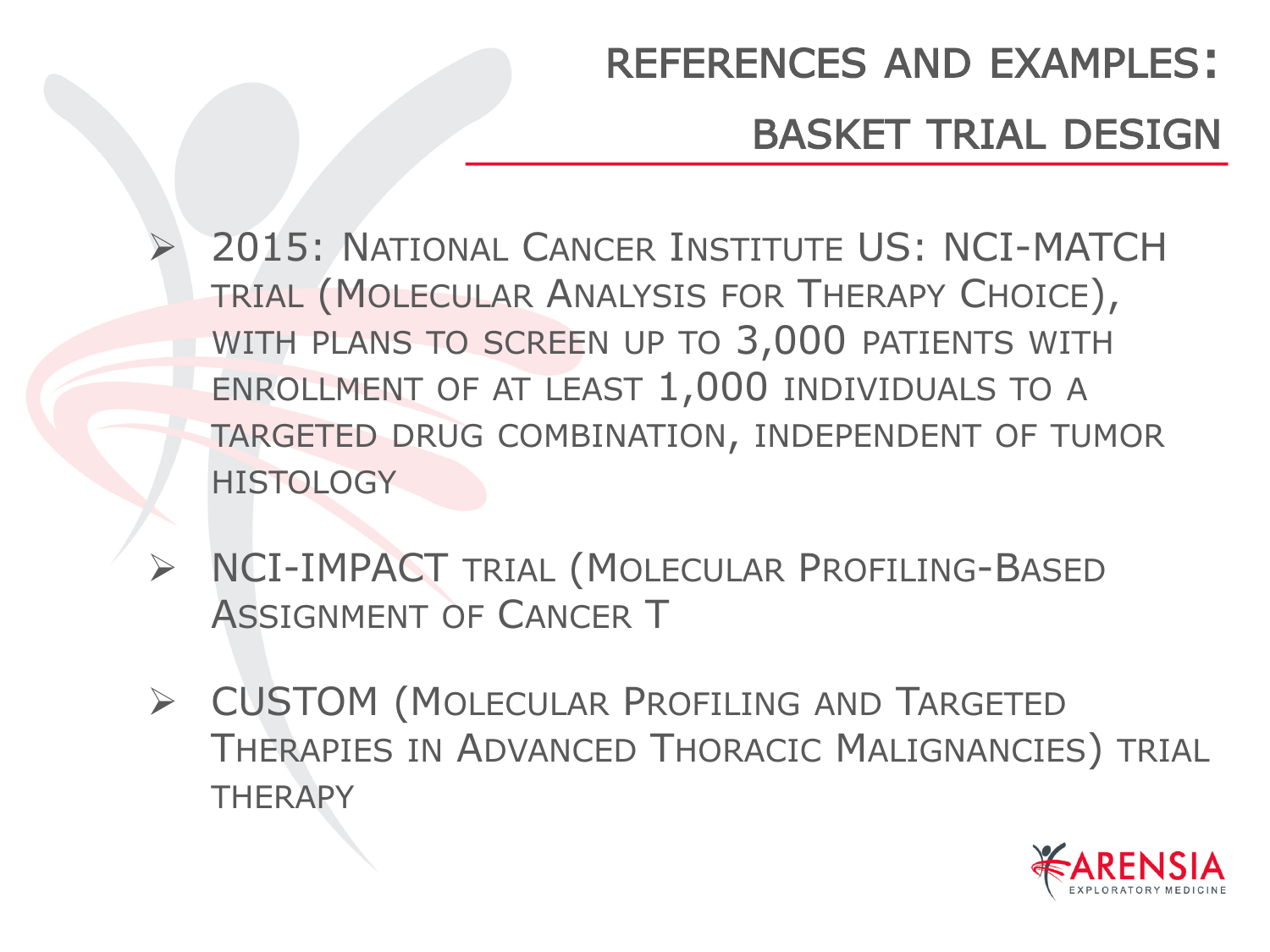# References and Examples: Basket Trial Design

- 2015: National Cancer Institute US: NCI-MATCH trial (Molecular Analysis for Therapy Choice), with plans to screen up to 3,000 patients with enrollment of at least 1,000 individuals to a targeted drug combination, independent of tumor histology
- NCI-IMPACT trial (Molecular Profiling-Based Assignment of Cancer T
- CUSTOM (Molecular Profiling and Targeted Therapies in Advanced Thoracic Malignancies) trial therapy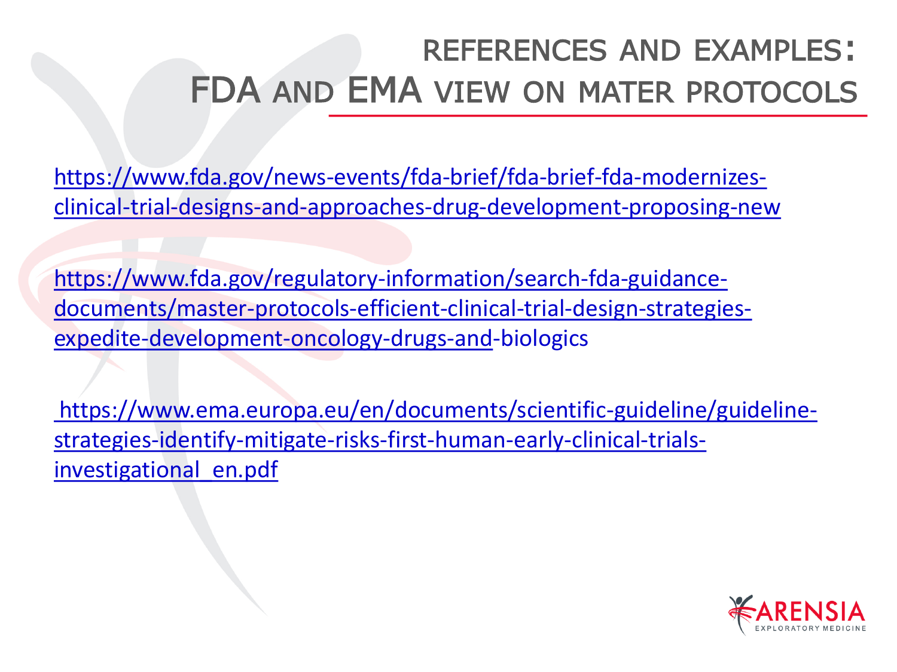# REFERENCES AND EXAMPLES: FDA AND EMA VIEW ON MATER PROTOCOLS

https://www.fda.gov/news-events/fda-brief/fda-brief-fda-modernizes-clinical-trial-designs-and-approaches-drug-development-proposing-new

https://www.fda.gov/regulatory-information/search-fda-guidance-documents/master-protocols-efficient-clinical-trial-design-strategies-expedite-development-oncology-drugs-and-biologics

https://www.ema.europa.eu/en/documents/scientific-guideline/guideline-strategies-identify-mitigate-risks-first-human-early-clinical-trials-investigational_en.pdf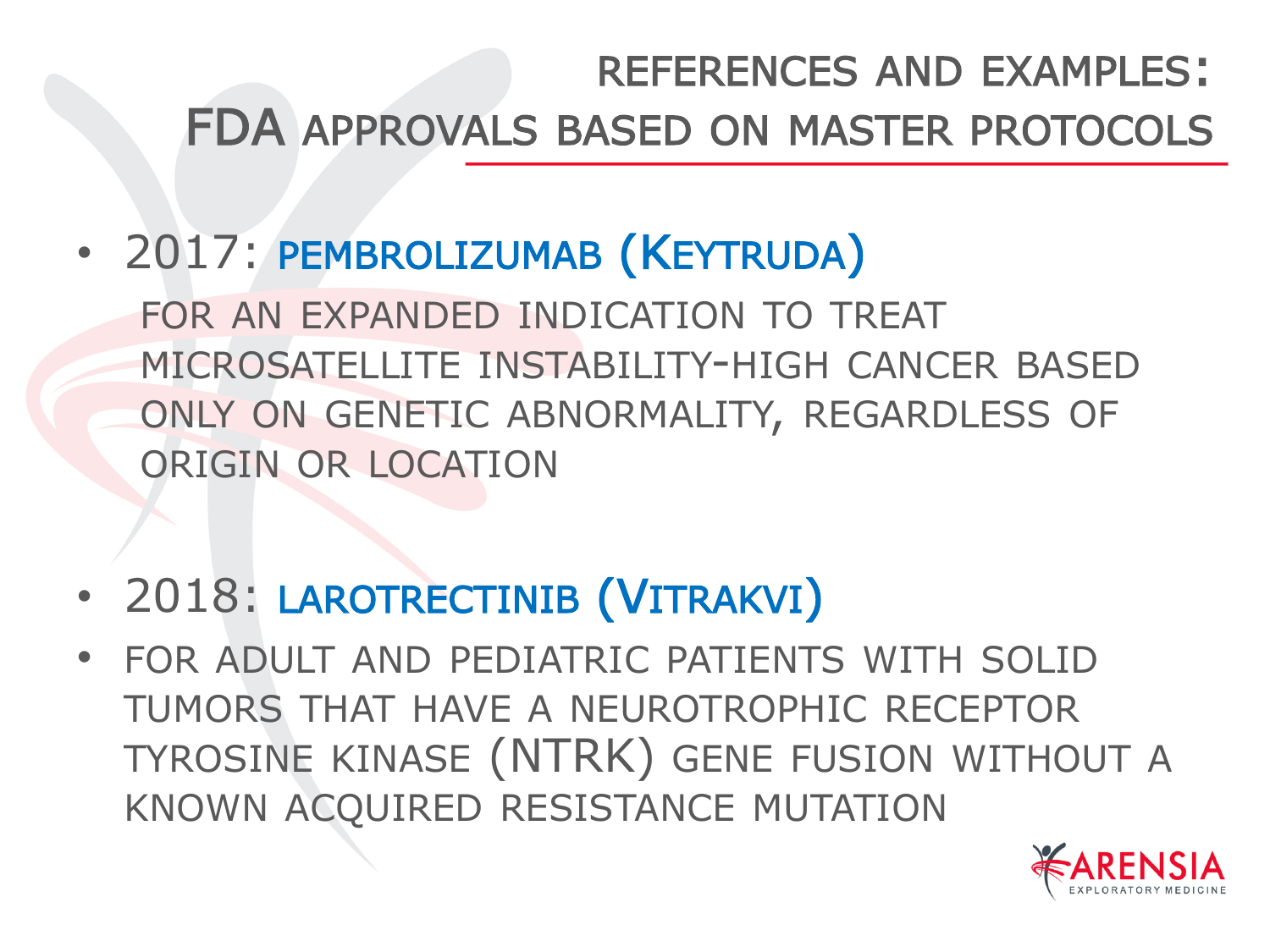# References and Examples: FDA Approvals Based on Master Protocols

- 2017: PEMBROLIZUMAB (KEYTRUDA)

  FOR AN EXPANDED INDICATION TO TREAT MICROSATELLITE INSTABILITY-HIGH CANCER BASED ONLY ON GENETIC ABNORMALITY, REGARDLESS OF ORIGIN OR LOCATION

- 2018: LAROTRECTINIB (VITRAKVI)
- FOR ADULT AND PEDIATRIC PATIENTS WITH SOLID TUMORS THAT HAVE A NEUROTROPHIC RECEPTOR TYROSINE KINASE (NTRK) GENE FUSION WITHOUT A KNOWN ACQUIRED RESISTANCE MUTATION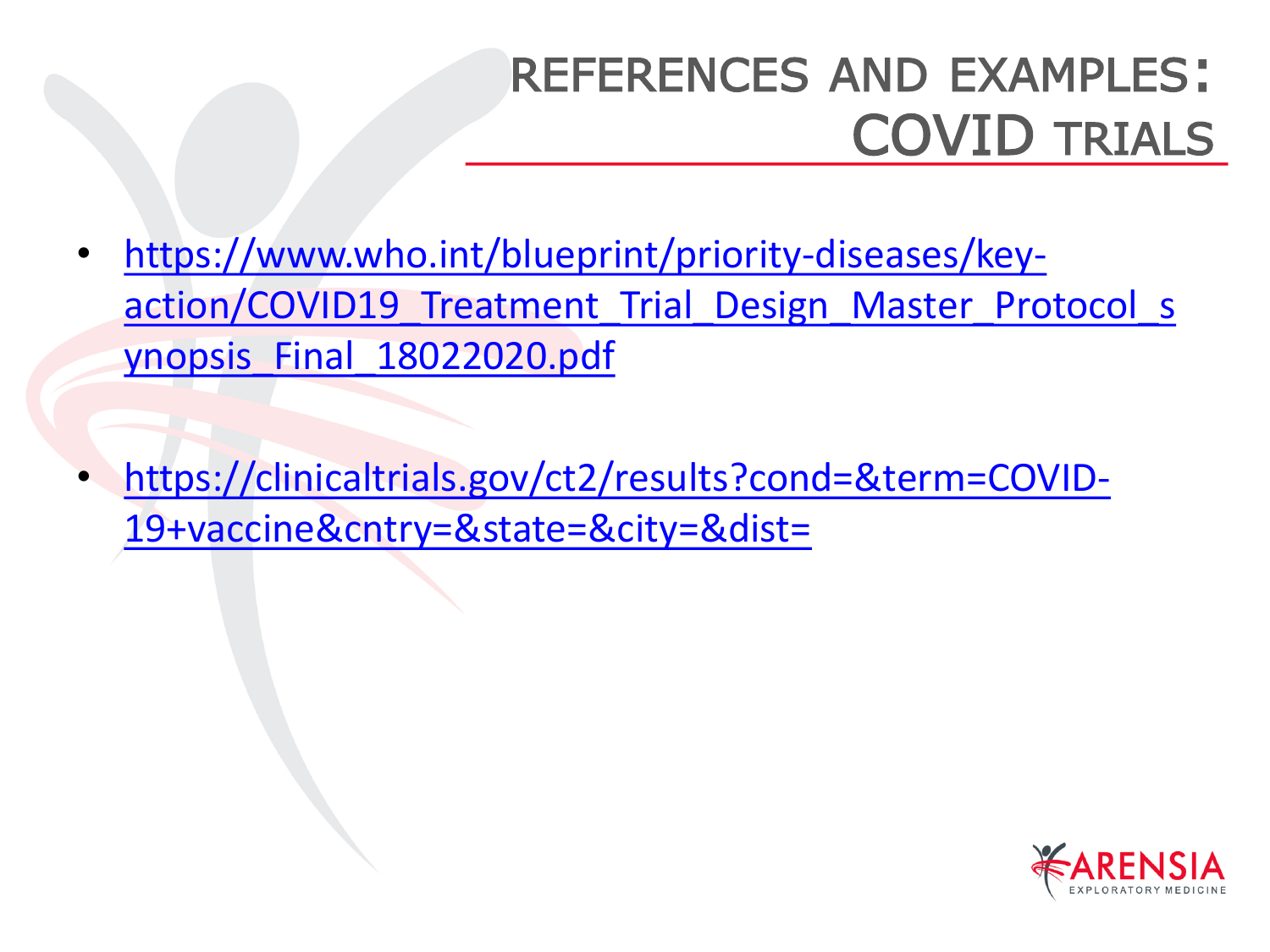# REFERENCES AND EXAMPLES: COVID TRIALS

- https://www.who.int/blueprint/priority-diseases/key-action/COVID19_Treatment_Trial_Design_Master_Protocol_synopsis_Final_18022020.pdf

- https://clinicaltrials.gov/ct2/results?cond=&term=COVID-19+vaccine&cntry=&state=&city=&dist=